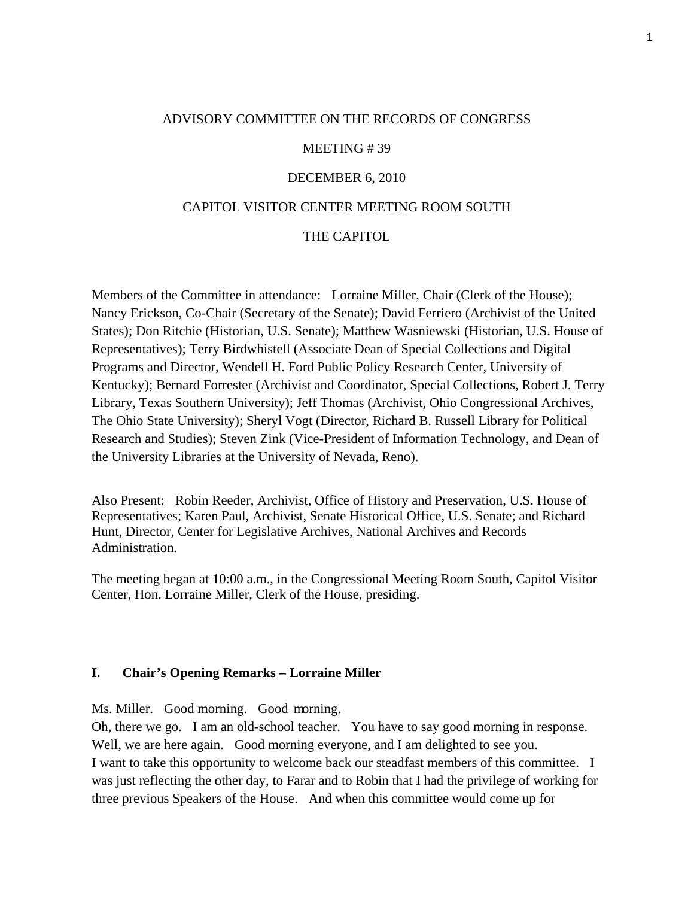ADVISORY COMMITTEE ON THE RECORDS OF CONGRESS

MEETING # 39

DECEMBER 6, 2010

CAPITOL VISITOR CENTER MEETING ROOM SOUTH

THE CAPITOL

Members of the Committee in attendance: Lorraine Miller, Chair (Clerk of the House); Nancy Erickson, Co-Chair (Secretary of the Senate); David Ferriero (Archivist of the United States); Don Ritchie (Historian, U.S. Senate); Matthew Wasniewski (Historian, U.S. House of Representatives); Terry Birdwhistell (Associate Dean of Special Collections and Digital Programs and Director, Wendell H. Ford Public Policy Research Center, University of Kentucky); Bernard Forrester (Archivist and Coordinator, Special Collections, Robert J. Terry Library, Texas Southern University); Jeff Thomas (Archivist, Ohio Congressional Archives, The Ohio State University); Sheryl Vogt (Director, Richard B. Russell Library for Political Research and Studies); Steven Zink (Vice-President of Information Technology, and Dean of the University Libraries at the University of Nevada, Reno).

Also Present: Robin Reeder, Archivist, Office of History and Preservation, U.S. House of Representatives; Karen Paul, Archivist, Senate Historical Office, U.S. Senate; and Richard Hunt, Director, Center for Legislative Archives, National Archives and Records Administration.

The meeting began at 10:00 a.m., in the Congressional Meeting Room South, Capitol Visitor Center, Hon. Lorraine Miller, Clerk of the House, presiding.

## I. Chair's Opening Remarks – Lorraine Miller

Ms. Miller. Good morning. Good morning.
Oh, there we go. I am an old-school teacher. You have to say good morning in response. Well, we are here again. Good morning everyone, and I am delighted to see you.
I want to take this opportunity to welcome back our steadfast members of this committee. I was just reflecting the other day, to Farar and to Robin that I had the privilege of working for three previous Speakers of the House. And when this committee would come up for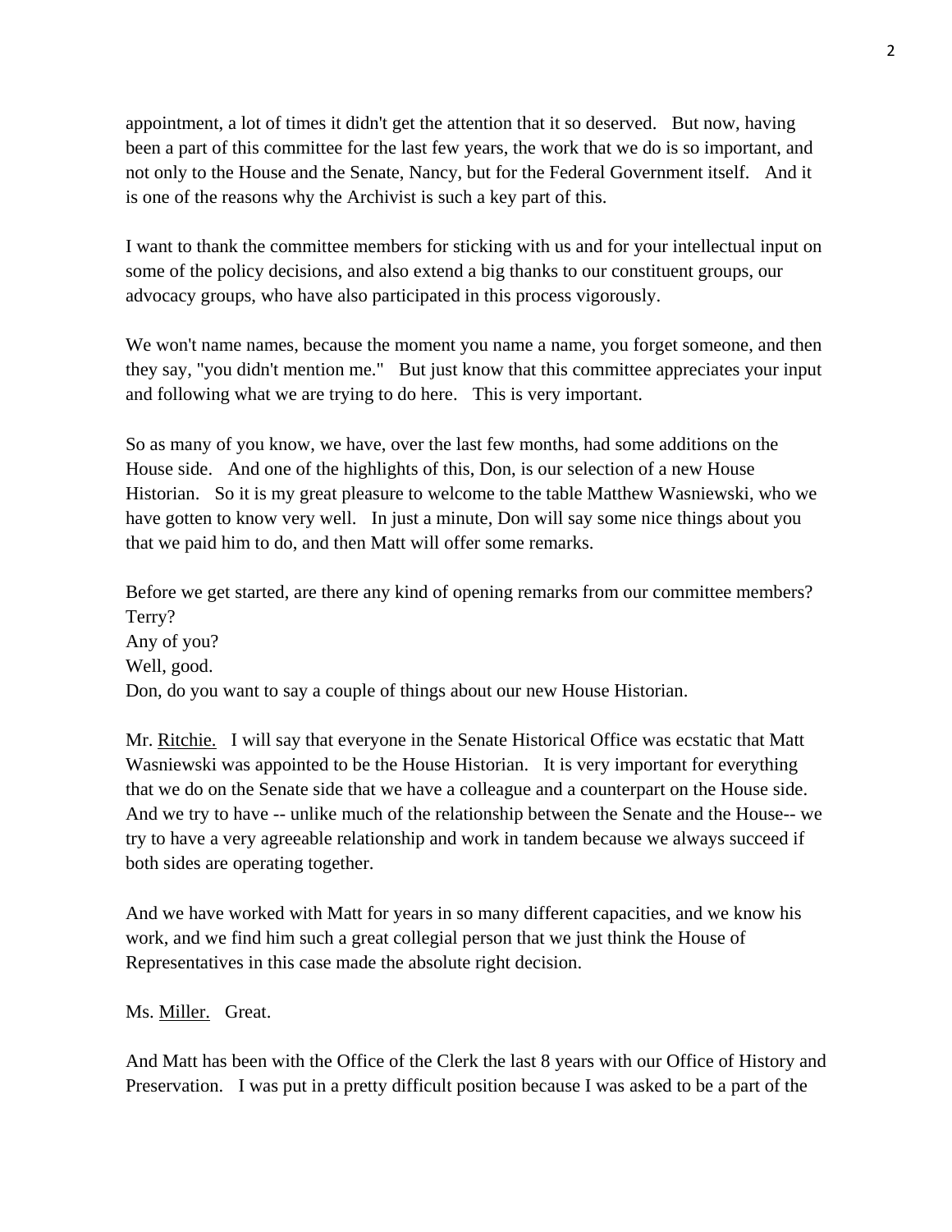appointment, a lot of times it didn't get the attention that it so deserved. But now, having been a part of this committee for the last few years, the work that we do is so important, and not only to the House and the Senate, Nancy, but for the Federal Government itself. And it is one of the reasons why the Archivist is such a key part of this.

I want to thank the committee members for sticking with us and for your intellectual input on some of the policy decisions, and also extend a big thanks to our constituent groups, our advocacy groups, who have also participated in this process vigorously.

We won't name names, because the moment you name a name, you forget someone, and then they say, "you didn't mention me." But just know that this committee appreciates your input and following what we are trying to do here. This is very important.

So as many of you know, we have, over the last few months, had some additions on the House side. And one of the highlights of this, Don, is our selection of a new House Historian. So it is my great pleasure to welcome to the table Matthew Wasniewski, who we have gotten to know very well. In just a minute, Don will say some nice things about you that we paid him to do, and then Matt will offer some remarks.

Before we get started, are there any kind of opening remarks from our committee members? Terry?
Any of you?
Well, good.
Don, do you want to say a couple of things about our new House Historian.

Mr. Ritchie. I will say that everyone in the Senate Historical Office was ecstatic that Matt Wasniewski was appointed to be the House Historian. It is very important for everything that we do on the Senate side that we have a colleague and a counterpart on the House side. And we try to have -- unlike much of the relationship between the Senate and the House-- we try to have a very agreeable relationship and work in tandem because we always succeed if both sides are operating together.

And we have worked with Matt for years in so many different capacities, and we know his work, and we find him such a great collegial person that we just think the House of Representatives in this case made the absolute right decision.

Ms. Miller. Great.

And Matt has been with the Office of the Clerk the last 8 years with our Office of History and Preservation. I was put in a pretty difficult position because I was asked to be a part of the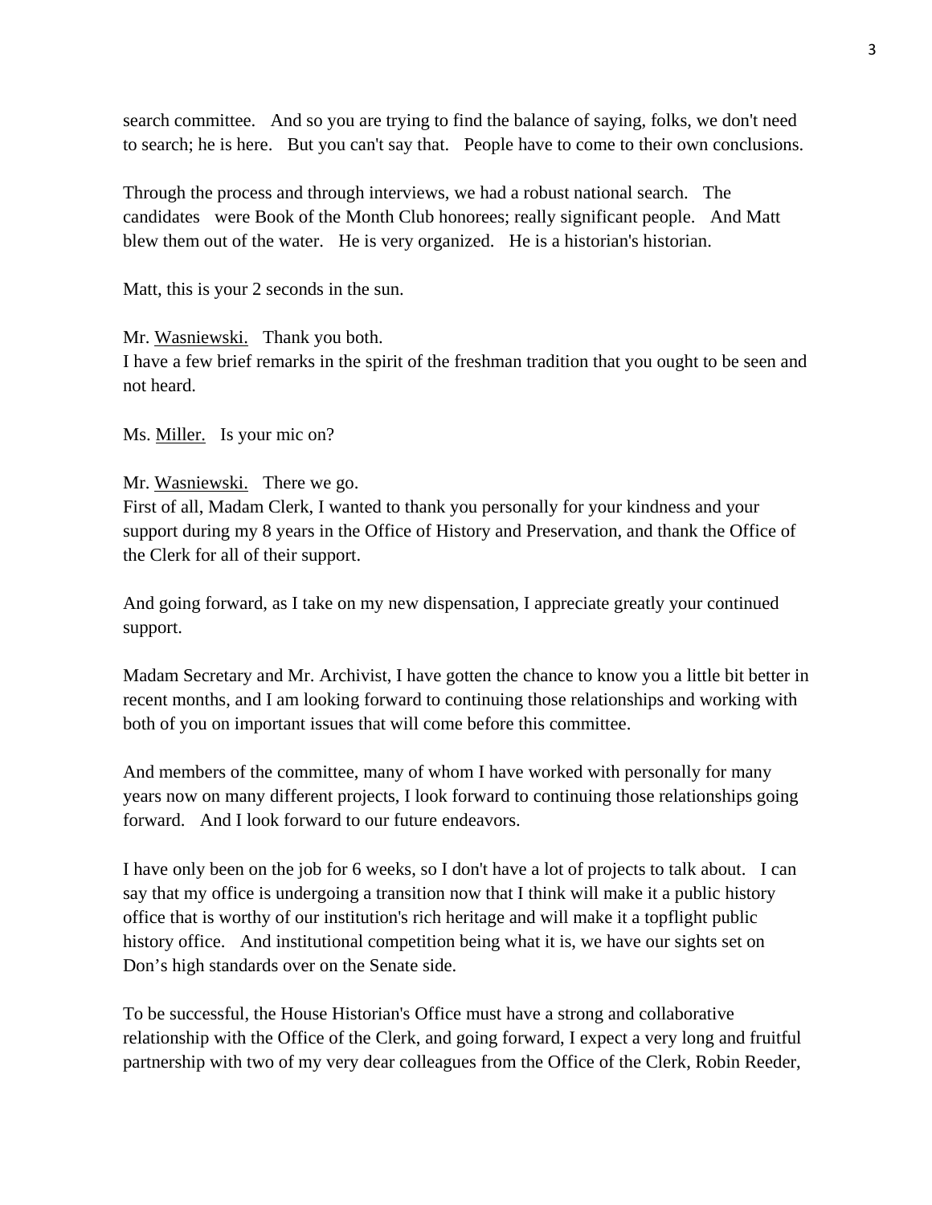search committee. And so you are trying to find the balance of saying, folks, we don't need to search; he is here. But you can't say that. People have to come to their own conclusions.

Through the process and through interviews, we had a robust national search. The candidates were Book of the Month Club honorees; really significant people. And Matt blew them out of the water. He is very organized. He is a historian's historian.

Matt, this is your 2 seconds in the sun.

Mr. Wasniewski. Thank you both.
I have a few brief remarks in the spirit of the freshman tradition that you ought to be seen and not heard.

Ms. Miller. Is your mic on?

Mr. Wasniewski. There we go.
First of all, Madam Clerk, I wanted to thank you personally for your kindness and your support during my 8 years in the Office of History and Preservation, and thank the Office of the Clerk for all of their support.

And going forward, as I take on my new dispensation, I appreciate greatly your continued support.

Madam Secretary and Mr. Archivist, I have gotten the chance to know you a little bit better in recent months, and I am looking forward to continuing those relationships and working with both of you on important issues that will come before this committee.

And members of the committee, many of whom I have worked with personally for many years now on many different projects, I look forward to continuing those relationships going forward. And I look forward to our future endeavors.

I have only been on the job for 6 weeks, so I don't have a lot of projects to talk about. I can say that my office is undergoing a transition now that I think will make it a public history office that is worthy of our institution's rich heritage and will make it a topflight public history office. And institutional competition being what it is, we have our sights set on Don's high standards over on the Senate side.

To be successful, the House Historian's Office must have a strong and collaborative relationship with the Office of the Clerk, and going forward, I expect a very long and fruitful partnership with two of my very dear colleagues from the Office of the Clerk, Robin Reeder,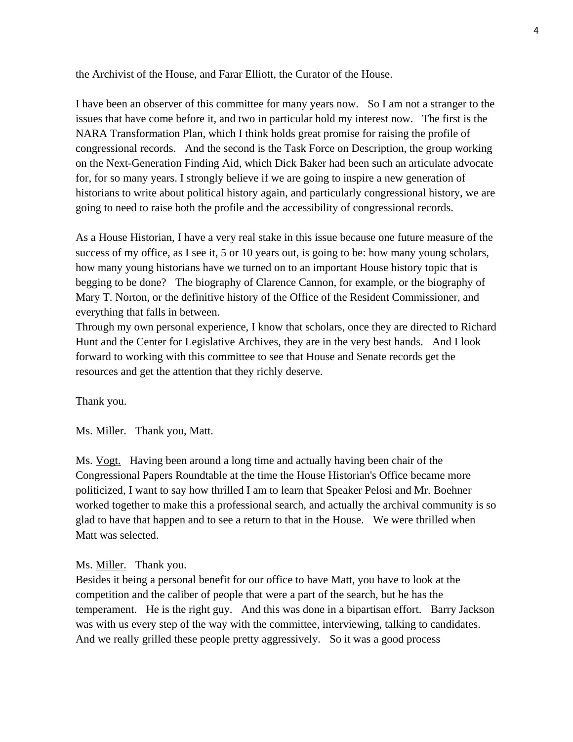the Archivist of the House, and Farar Elliott, the Curator of the House.

I have been an observer of this committee for many years now. So I am not a stranger to the issues that have come before it, and two in particular hold my interest now. The first is the NARA Transformation Plan, which I think holds great promise for raising the profile of congressional records. And the second is the Task Force on Description, the group working on the Next-Generation Finding Aid, which Dick Baker had been such an articulate advocate for, for so many years. I strongly believe if we are going to inspire a new generation of historians to write about political history again, and particularly congressional history, we are going to need to raise both the profile and the accessibility of congressional records.

As a House Historian, I have a very real stake in this issue because one future measure of the success of my office, as I see it, 5 or 10 years out, is going to be: how many young scholars, how many young historians have we turned on to an important House history topic that is begging to be done? The biography of Clarence Cannon, for example, or the biography of Mary T. Norton, or the definitive history of the Office of the Resident Commissioner, and everything that falls in between.

Through my own personal experience, I know that scholars, once they are directed to Richard Hunt and the Center for Legislative Archives, they are in the very best hands. And I look forward to working with this committee to see that House and Senate records get the resources and get the attention that they richly deserve.

Thank you.

Ms. Miller. Thank you, Matt.

Ms. Vogt. Having been around a long time and actually having been chair of the Congressional Papers Roundtable at the time the House Historian's Office became more politicized, I want to say how thrilled I am to learn that Speaker Pelosi and Mr. Boehner worked together to make this a professional search, and actually the archival community is so glad to have that happen and to see a return to that in the House. We were thrilled when Matt was selected.

Ms. Miller. Thank you.

Besides it being a personal benefit for our office to have Matt, you have to look at the competition and the caliber of people that were a part of the search, but he has the temperament. He is the right guy. And this was done in a bipartisan effort. Barry Jackson was with us every step of the way with the committee, interviewing, talking to candidates. And we really grilled these people pretty aggressively. So it was a good process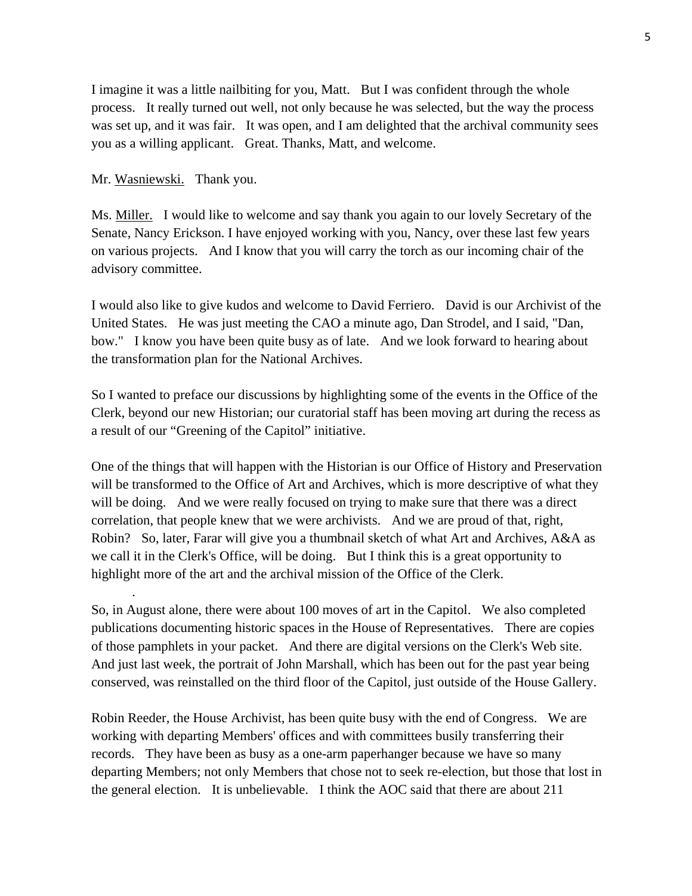I imagine it was a little nailbiting for you, Matt. But I was confident through the whole process. It really turned out well, not only because he was selected, but the way the process was set up, and it was fair. It was open, and I am delighted that the archival community sees you as a willing applicant. Great. Thanks, Matt, and welcome.

Mr. Wasniewski. Thank you.

Ms. Miller. I would like to welcome and say thank you again to our lovely Secretary of the Senate, Nancy Erickson. I have enjoyed working with you, Nancy, over these last few years on various projects. And I know that you will carry the torch as our incoming chair of the advisory committee.

I would also like to give kudos and welcome to David Ferriero. David is our Archivist of the United States. He was just meeting the CAO a minute ago, Dan Strodel, and I said, "Dan, bow." I know you have been quite busy as of late. And we look forward to hearing about the transformation plan for the National Archives.

So I wanted to preface our discussions by highlighting some of the events in the Office of the Clerk, beyond our new Historian; our curatorial staff has been moving art during the recess as a result of our "Greening of the Capitol" initiative.

One of the things that will happen with the Historian is our Office of History and Preservation will be transformed to the Office of Art and Archives, which is more descriptive of what they will be doing. And we were really focused on trying to make sure that there was a direct correlation, that people knew that we were archivists. And we are proud of that, right, Robin? So, later, Farar will give you a thumbnail sketch of what Art and Archives, A&A as we call it in the Clerk's Office, will be doing. But I think this is a great opportunity to highlight more of the art and the archival mission of the Office of the Clerk.

So, in August alone, there were about 100 moves of art in the Capitol. We also completed publications documenting historic spaces in the House of Representatives. There are copies of those pamphlets in your packet. And there are digital versions on the Clerk's Web site. And just last week, the portrait of John Marshall, which has been out for the past year being conserved, was reinstalled on the third floor of the Capitol, just outside of the House Gallery.

Robin Reeder, the House Archivist, has been quite busy with the end of Congress. We are working with departing Members' offices and with committees busily transferring their records. They have been as busy as a one-arm paperhanger because we have so many departing Members; not only Members that chose not to seek re-election, but those that lost in the general election. It is unbelievable. I think the AOC said that there are about 211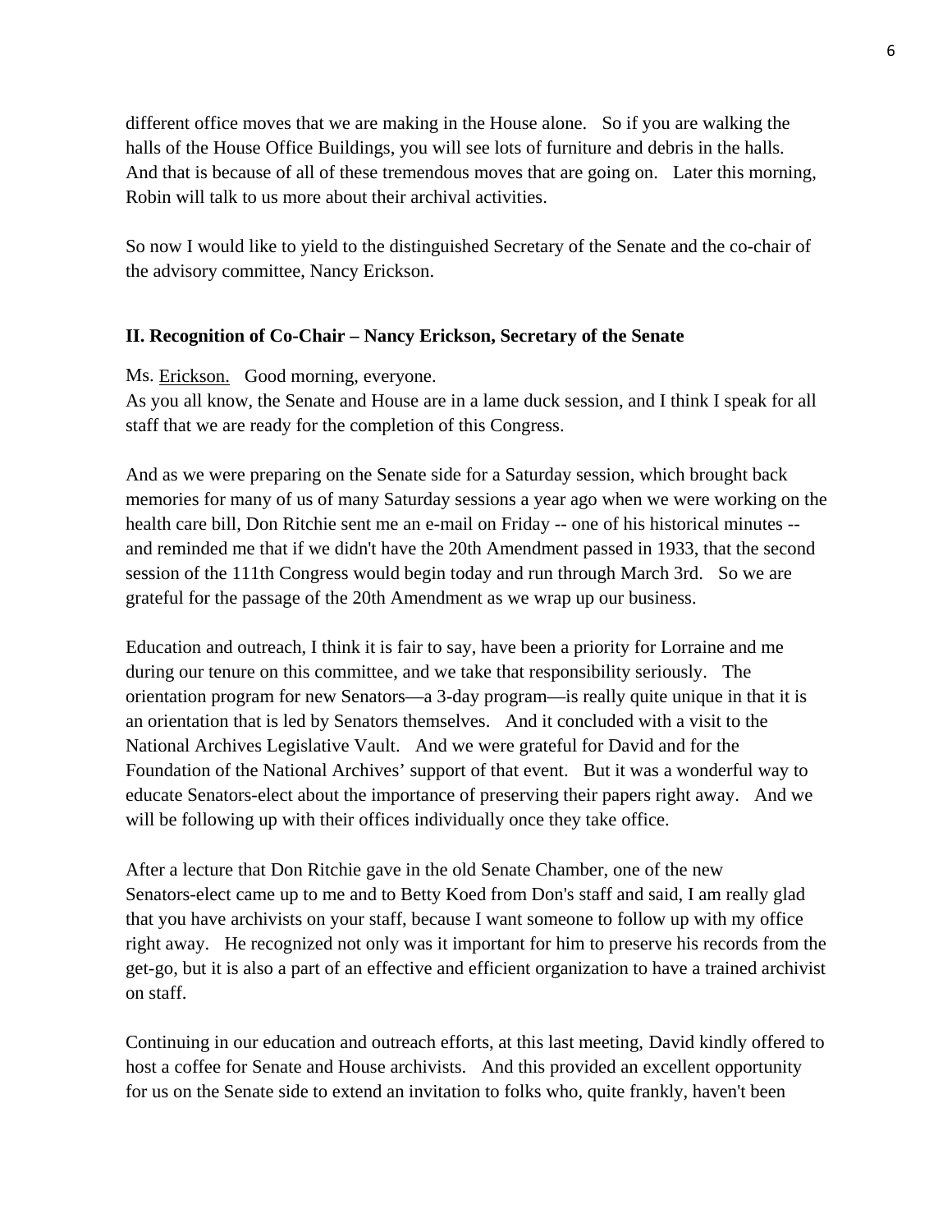different office moves that we are making in the House alone. So if you are walking the halls of the House Office Buildings, you will see lots of furniture and debris in the halls. And that is because of all of these tremendous moves that are going on. Later this morning, Robin will talk to us more about their archival activities.

So now I would like to yield to the distinguished Secretary of the Senate and the co-chair of the advisory committee, Nancy Erickson.

### II. Recognition of Co-Chair – Nancy Erickson, Secretary of the Senate

Ms. Erickson. Good morning, everyone.
As you all know, the Senate and House are in a lame duck session, and I think I speak for all staff that we are ready for the completion of this Congress.

And as we were preparing on the Senate side for a Saturday session, which brought back memories for many of us of many Saturday sessions a year ago when we were working on the health care bill, Don Ritchie sent me an e-mail on Friday -- one of his historical minutes -- and reminded me that if we didn't have the 20th Amendment passed in 1933, that the second session of the 111th Congress would begin today and run through March 3rd. So we are grateful for the passage of the 20th Amendment as we wrap up our business.

Education and outreach, I think it is fair to say, have been a priority for Lorraine and me during our tenure on this committee, and we take that responsibility seriously. The orientation program for new Senators—a 3-day program—is really quite unique in that it is an orientation that is led by Senators themselves. And it concluded with a visit to the National Archives Legislative Vault. And we were grateful for David and for the Foundation of the National Archives' support of that event. But it was a wonderful way to educate Senators-elect about the importance of preserving their papers right away. And we will be following up with their offices individually once they take office.

After a lecture that Don Ritchie gave in the old Senate Chamber, one of the new Senators-elect came up to me and to Betty Koed from Don's staff and said, I am really glad that you have archivists on your staff, because I want someone to follow up with my office right away. He recognized not only was it important for him to preserve his records from the get-go, but it is also a part of an effective and efficient organization to have a trained archivist on staff.

Continuing in our education and outreach efforts, at this last meeting, David kindly offered to host a coffee for Senate and House archivists. And this provided an excellent opportunity for us on the Senate side to extend an invitation to folks who, quite frankly, haven't been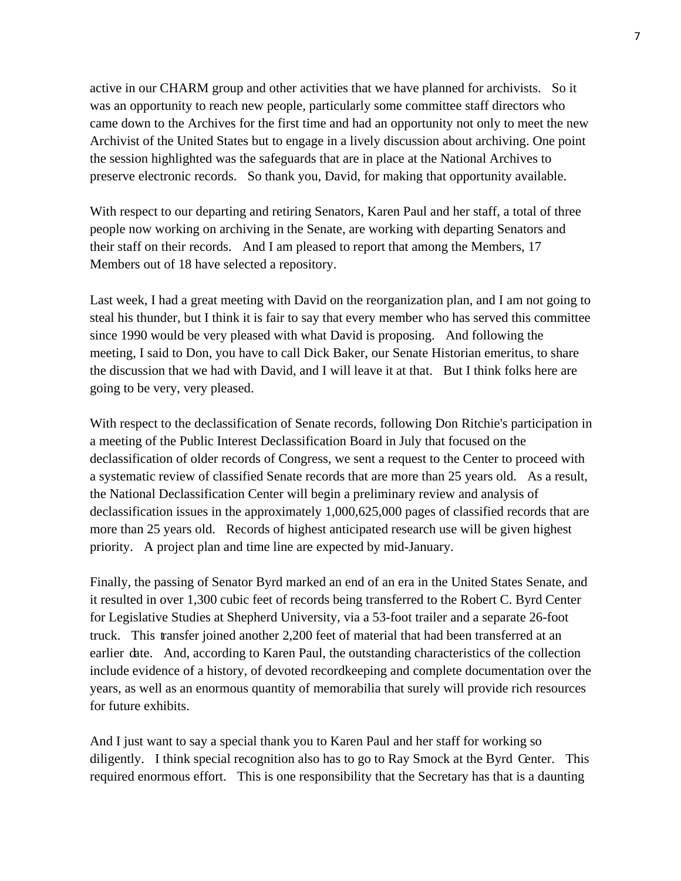active in our CHARM group and other activities that we have planned for archivists. So it was an opportunity to reach new people, particularly some committee staff directors who came down to the Archives for the first time and had an opportunity not only to meet the new Archivist of the United States but to engage in a lively discussion about archiving. One point the session highlighted was the safeguards that are in place at the National Archives to preserve electronic records. So thank you, David, for making that opportunity available.

With respect to our departing and retiring Senators, Karen Paul and her staff, a total of three people now working on archiving in the Senate, are working with departing Senators and their staff on their records. And I am pleased to report that among the Members, 17 Members out of 18 have selected a repository.

Last week, I had a great meeting with David on the reorganization plan, and I am not going to steal his thunder, but I think it is fair to say that every member who has served this committee since 1990 would be very pleased with what David is proposing. And following the meeting, I said to Don, you have to call Dick Baker, our Senate Historian emeritus, to share the discussion that we had with David, and I will leave it at that. But I think folks here are going to be very, very pleased.

With respect to the declassification of Senate records, following Don Ritchie's participation in a meeting of the Public Interest Declassification Board in July that focused on the declassification of older records of Congress, we sent a request to the Center to proceed with a systematic review of classified Senate records that are more than 25 years old. As a result, the National Declassification Center will begin a preliminary review and analysis of declassification issues in the approximately 1,000,625,000 pages of classified records that are more than 25 years old. Records of highest anticipated research use will be given highest priority. A project plan and time line are expected by mid-January.

Finally, the passing of Senator Byrd marked an end of an era in the United States Senate, and it resulted in over 1,300 cubic feet of records being transferred to the Robert C. Byrd Center for Legislative Studies at Shepherd University, via a 53-foot trailer and a separate 26-foot truck. This transfer joined another 2,200 feet of material that had been transferred at an earlier date. And, according to Karen Paul, the outstanding characteristics of the collection include evidence of a history, of devoted recordkeeping and complete documentation over the years, as well as an enormous quantity of memorabilia that surely will provide rich resources for future exhibits.

And I just want to say a special thank you to Karen Paul and her staff for working so diligently. I think special recognition also has to go to Ray Smock at the Byrd Center. This required enormous effort. This is one responsibility that the Secretary has that is a daunting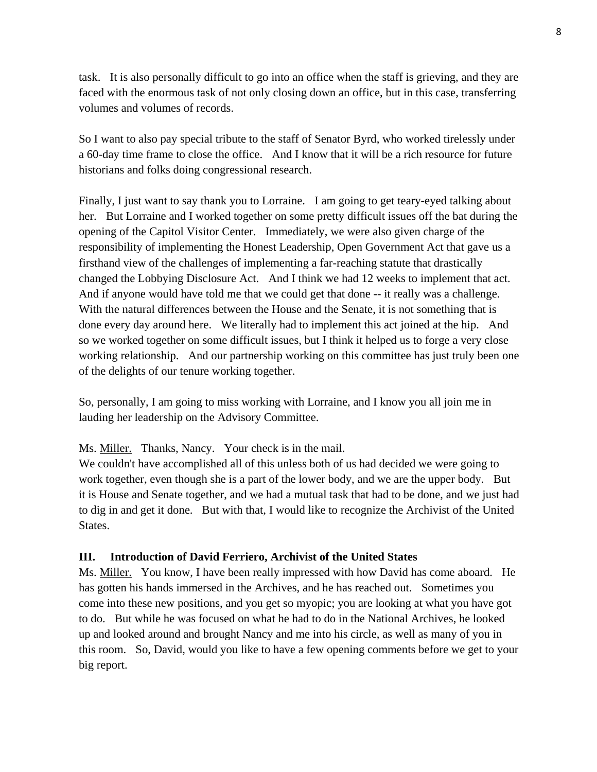task. It is also personally difficult to go into an office when the staff is grieving, and they are faced with the enormous task of not only closing down an office, but in this case, transferring volumes and volumes of records.

So I want to also pay special tribute to the staff of Senator Byrd, who worked tirelessly under a 60-day time frame to close the office. And I know that it will be a rich resource for future historians and folks doing congressional research.

Finally, I just want to say thank you to Lorraine. I am going to get teary-eyed talking about her. But Lorraine and I worked together on some pretty difficult issues off the bat during the opening of the Capitol Visitor Center. Immediately, we were also given charge of the responsibility of implementing the Honest Leadership, Open Government Act that gave us a firsthand view of the challenges of implementing a far-reaching statute that drastically changed the Lobbying Disclosure Act. And I think we had 12 weeks to implement that act. And if anyone would have told me that we could get that done -- it really was a challenge. With the natural differences between the House and the Senate, it is not something that is done every day around here. We literally had to implement this act joined at the hip. And so we worked together on some difficult issues, but I think it helped us to forge a very close working relationship. And our partnership working on this committee has just truly been one of the delights of our tenure working together.

So, personally, I am going to miss working with Lorraine, and I know you all join me in lauding her leadership on the Advisory Committee.

Ms. Miller. Thanks, Nancy. Your check is in the mail.
We couldn't have accomplished all of this unless both of us had decided we were going to work together, even though she is a part of the lower body, and we are the upper body. But it is House and Senate together, and we had a mutual task that had to be done, and we just had to dig in and get it done. But with that, I would like to recognize the Archivist of the United States.

### III. Introduction of David Ferriero, Archivist of the United States

Ms. Miller. You know, I have been really impressed with how David has come aboard. He has gotten his hands immersed in the Archives, and he has reached out. Sometimes you come into these new positions, and you get so myopic; you are looking at what you have got to do. But while he was focused on what he had to do in the National Archives, he looked up and looked around and brought Nancy and me into his circle, as well as many of you in this room. So, David, would you like to have a few opening comments before we get to your big report.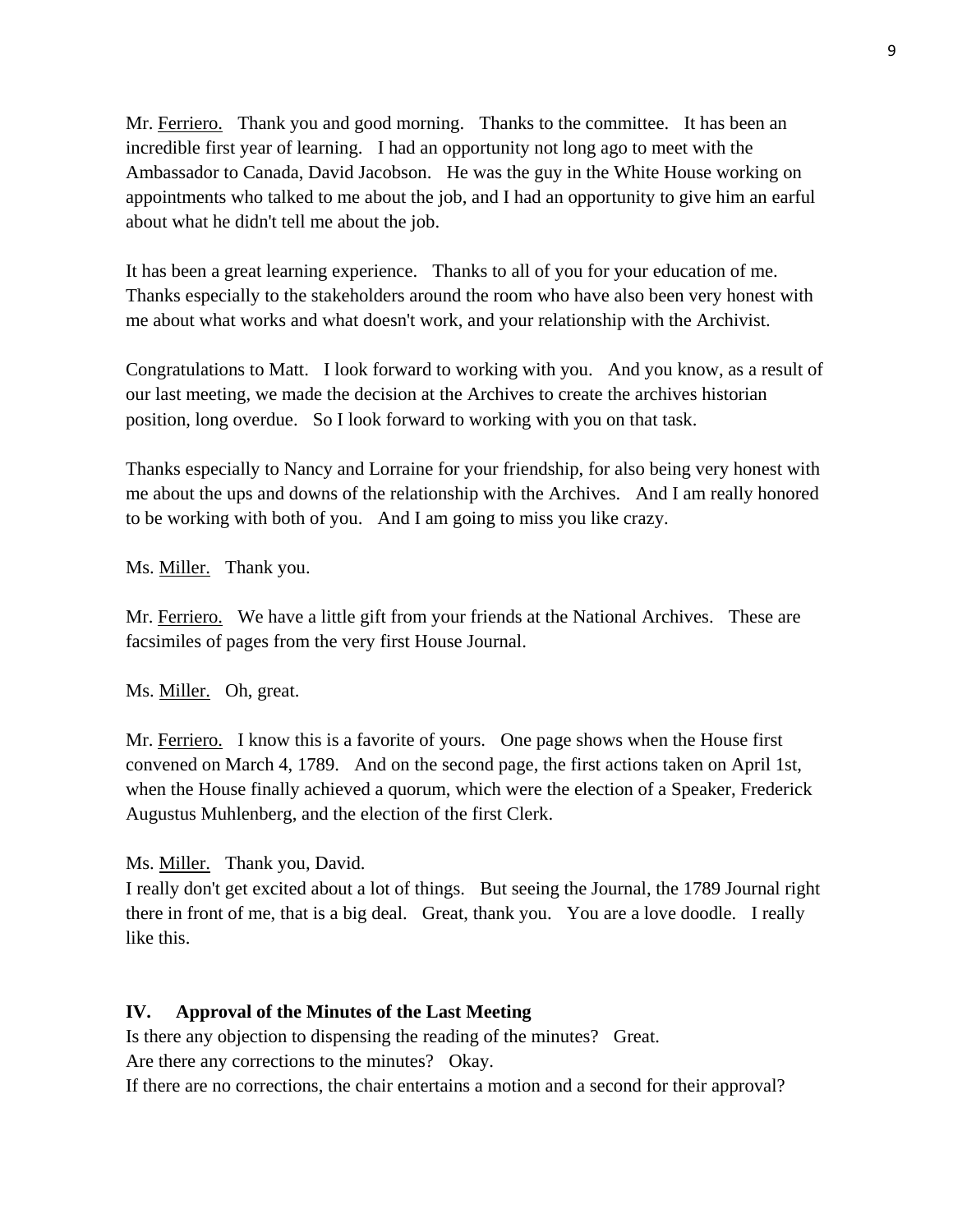Mr. Ferriero. Thank you and good morning. Thanks to the committee. It has been an incredible first year of learning. I had an opportunity not long ago to meet with the Ambassador to Canada, David Jacobson. He was the guy in the White House working on appointments who talked to me about the job, and I had an opportunity to give him an earful about what he didn't tell me about the job.

It has been a great learning experience. Thanks to all of you for your education of me. Thanks especially to the stakeholders around the room who have also been very honest with me about what works and what doesn't work, and your relationship with the Archivist.

Congratulations to Matt. I look forward to working with you. And you know, as a result of our last meeting, we made the decision at the Archives to create the archives historian position, long overdue. So I look forward to working with you on that task.

Thanks especially to Nancy and Lorraine for your friendship, for also being very honest with me about the ups and downs of the relationship with the Archives. And I am really honored to be working with both of you. And I am going to miss you like crazy.

Ms. Miller. Thank you.

Mr. Ferriero. We have a little gift from your friends at the National Archives. These are facsimiles of pages from the very first House Journal.

Ms. Miller. Oh, great.

Mr. Ferriero. I know this is a favorite of yours. One page shows when the House first convened on March 4, 1789. And on the second page, the first actions taken on April 1st, when the House finally achieved a quorum, which were the election of a Speaker, Frederick Augustus Muhlenberg, and the election of the first Clerk.

Ms. Miller. Thank you, David.
I really don't get excited about a lot of things. But seeing the Journal, the 1789 Journal right there in front of me, that is a big deal. Great, thank you. You are a love doodle. I really like this.

**IV. Approval of the Minutes of the Last Meeting**

Is there any objection to dispensing the reading of the minutes? Great.
Are there any corrections to the minutes? Okay.
If there are no corrections, the chair entertains a motion and a second for their approval?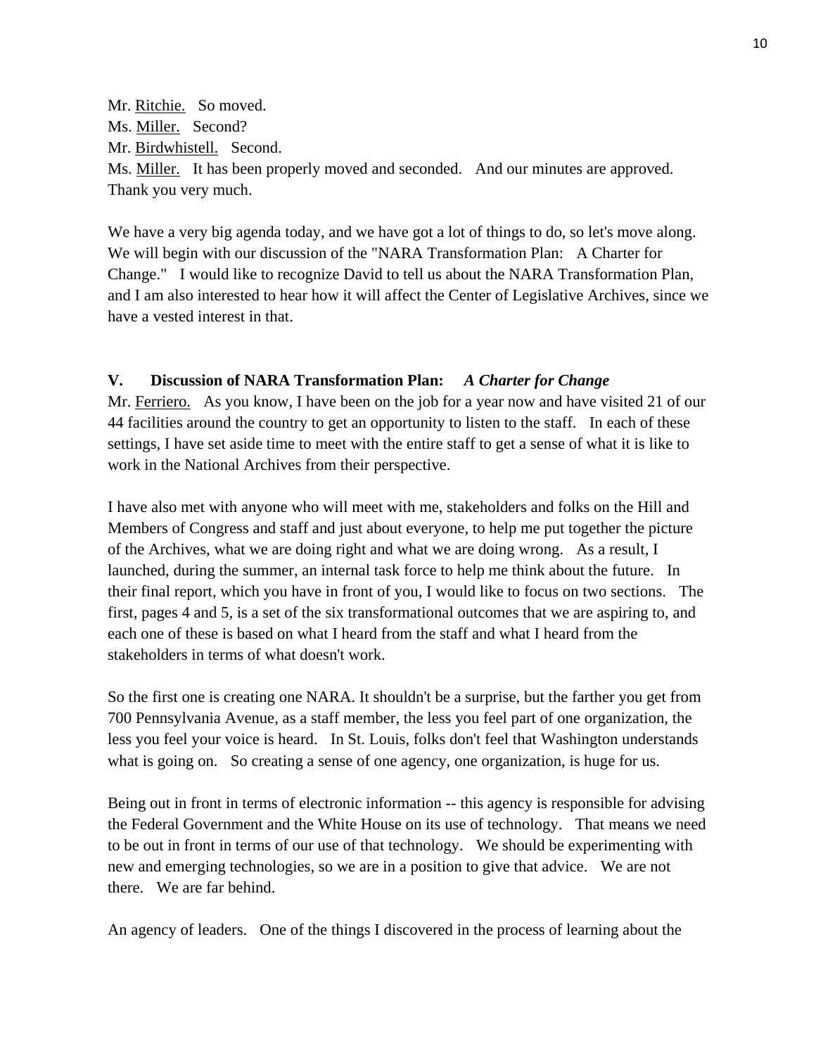Mr. <u>Ritchie.</u> So moved.
Ms. <u>Miller.</u> Second?
Mr. <u>Birdwhistell.</u> Second.
Ms. <u>Miller.</u> It has been properly moved and seconded. And our minutes are approved. Thank you very much.

We have a very big agenda today, and we have got a lot of things to do, so let's move along. We will begin with our discussion of the "NARA Transformation Plan: A Charter for Change." I would like to recognize David to tell us about the NARA Transformation Plan, and I am also interested to hear how it will affect the Center of Legislative Archives, since we have a vested interest in that.

**V. Discussion of NARA Transformation Plan:** ***A Charter for Change***

Mr. <u>Ferriero.</u> As you know, I have been on the job for a year now and have visited 21 of our 44 facilities around the country to get an opportunity to listen to the staff. In each of these settings, I have set aside time to meet with the entire staff to get a sense of what it is like to work in the National Archives from their perspective.

I have also met with anyone who will meet with me, stakeholders and folks on the Hill and Members of Congress and staff and just about everyone, to help me put together the picture of the Archives, what we are doing right and what we are doing wrong. As a result, I launched, during the summer, an internal task force to help me think about the future. In their final report, which you have in front of you, I would like to focus on two sections. The first, pages 4 and 5, is a set of the six transformational outcomes that we are aspiring to, and each one of these is based on what I heard from the staff and what I heard from the stakeholders in terms of what doesn't work.

So the first one is creating one NARA. It shouldn't be a surprise, but the farther you get from 700 Pennsylvania Avenue, as a staff member, the less you feel part of one organization, the less you feel your voice is heard. In St. Louis, folks don't feel that Washington understands what is going on. So creating a sense of one agency, one organization, is huge for us.

Being out in front in terms of electronic information -- this agency is responsible for advising the Federal Government and the White House on its use of technology. That means we need to be out in front in terms of our use of that technology. We should be experimenting with new and emerging technologies, so we are in a position to give that advice. We are not there. We are far behind.

An agency of leaders. One of the things I discovered in the process of learning about the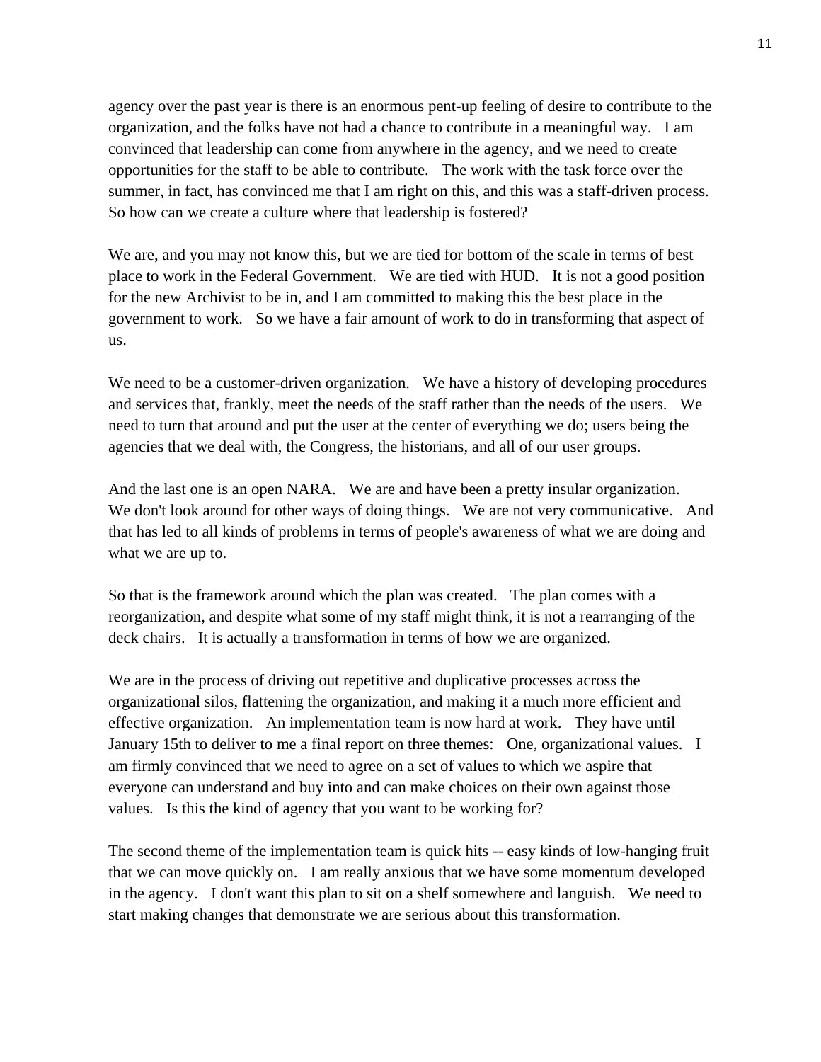agency over the past year is there is an enormous pent-up feeling of desire to contribute to the organization, and the folks have not had a chance to contribute in a meaningful way. I am convinced that leadership can come from anywhere in the agency, and we need to create opportunities for the staff to be able to contribute. The work with the task force over the summer, in fact, has convinced me that I am right on this, and this was a staff-driven process. So how can we create a culture where that leadership is fostered?

We are, and you may not know this, but we are tied for bottom of the scale in terms of best place to work in the Federal Government. We are tied with HUD. It is not a good position for the new Archivist to be in, and I am committed to making this the best place in the government to work. So we have a fair amount of work to do in transforming that aspect of us.

We need to be a customer-driven organization. We have a history of developing procedures and services that, frankly, meet the needs of the staff rather than the needs of the users. We need to turn that around and put the user at the center of everything we do; users being the agencies that we deal with, the Congress, the historians, and all of our user groups.

And the last one is an open NARA. We are and have been a pretty insular organization. We don't look around for other ways of doing things. We are not very communicative. And that has led to all kinds of problems in terms of people's awareness of what we are doing and what we are up to.

So that is the framework around which the plan was created. The plan comes with a reorganization, and despite what some of my staff might think, it is not a rearranging of the deck chairs. It is actually a transformation in terms of how we are organized.

We are in the process of driving out repetitive and duplicative processes across the organizational silos, flattening the organization, and making it a much more efficient and effective organization. An implementation team is now hard at work. They have until January 15th to deliver to me a final report on three themes: One, organizational values. I am firmly convinced that we need to agree on a set of values to which we aspire that everyone can understand and buy into and can make choices on their own against those values. Is this the kind of agency that you want to be working for?

The second theme of the implementation team is quick hits -- easy kinds of low-hanging fruit that we can move quickly on. I am really anxious that we have some momentum developed in the agency. I don't want this plan to sit on a shelf somewhere and languish. We need to start making changes that demonstrate we are serious about this transformation.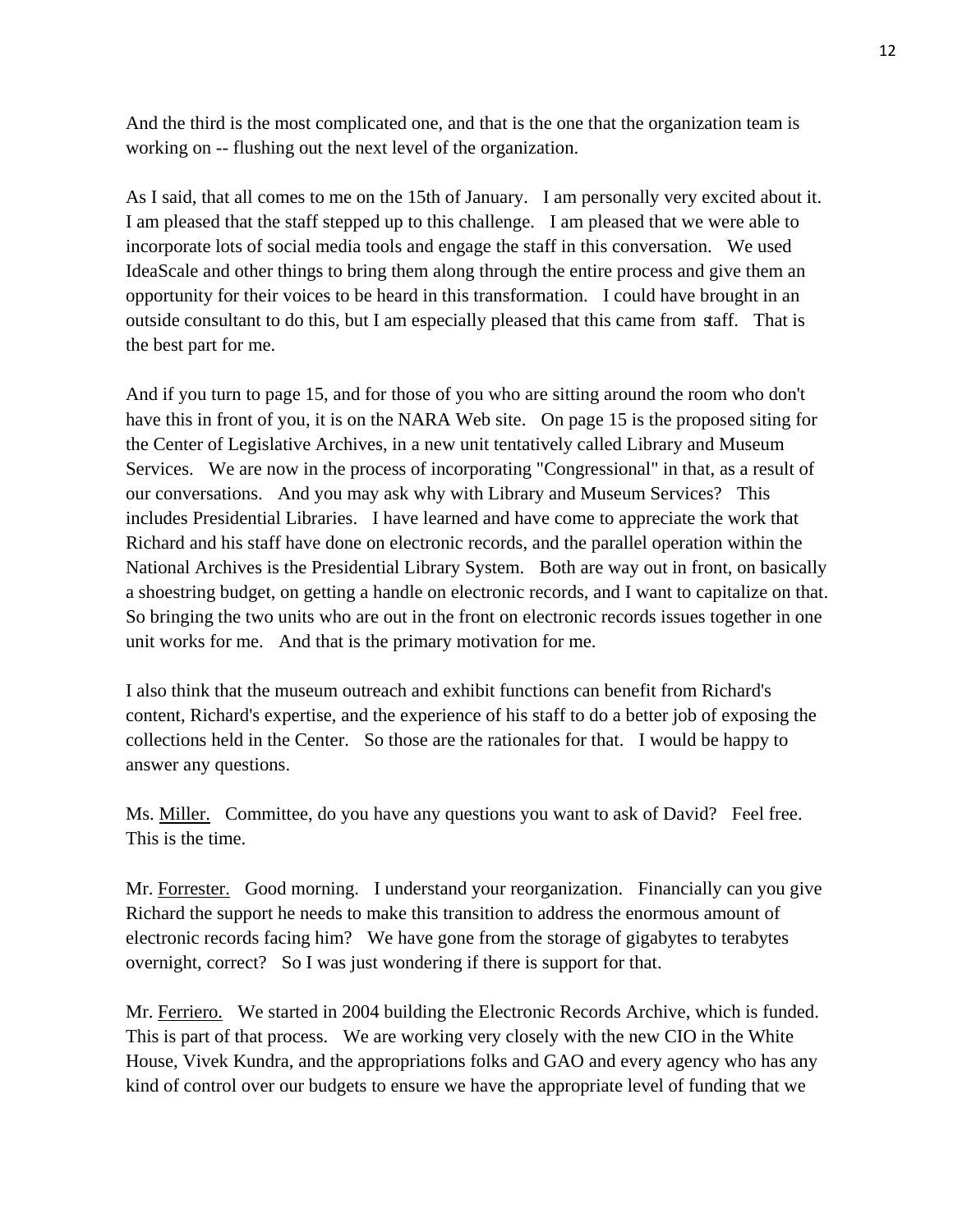And the third is the most complicated one, and that is the one that the organization team is working on -- flushing out the next level of the organization.

As I said, that all comes to me on the 15th of January. I am personally very excited about it. I am pleased that the staff stepped up to this challenge. I am pleased that we were able to incorporate lots of social media tools and engage the staff in this conversation. We used IdeaScale and other things to bring them along through the entire process and give them an opportunity for their voices to be heard in this transformation. I could have brought in an outside consultant to do this, but I am especially pleased that this came from staff. That is the best part for me.

And if you turn to page 15, and for those of you who are sitting around the room who don't have this in front of you, it is on the NARA Web site. On page 15 is the proposed siting for the Center of Legislative Archives, in a new unit tentatively called Library and Museum Services. We are now in the process of incorporating "Congressional" in that, as a result of our conversations. And you may ask why with Library and Museum Services? This includes Presidential Libraries. I have learned and have come to appreciate the work that Richard and his staff have done on electronic records, and the parallel operation within the National Archives is the Presidential Library System. Both are way out in front, on basically a shoestring budget, on getting a handle on electronic records, and I want to capitalize on that. So bringing the two units who are out in the front on electronic records issues together in one unit works for me. And that is the primary motivation for me.

I also think that the museum outreach and exhibit functions can benefit from Richard's content, Richard's expertise, and the experience of his staff to do a better job of exposing the collections held in the Center. So those are the rationales for that. I would be happy to answer any questions.

Ms. Miller. Committee, do you have any questions you want to ask of David? Feel free. This is the time.

Mr. Forrester. Good morning. I understand your reorganization. Financially can you give Richard the support he needs to make this transition to address the enormous amount of electronic records facing him? We have gone from the storage of gigabytes to terabytes overnight, correct? So I was just wondering if there is support for that.

Mr. Ferriero. We started in 2004 building the Electronic Records Archive, which is funded. This is part of that process. We are working very closely with the new CIO in the White House, Vivek Kundra, and the appropriations folks and GAO and every agency who has any kind of control over our budgets to ensure we have the appropriate level of funding that we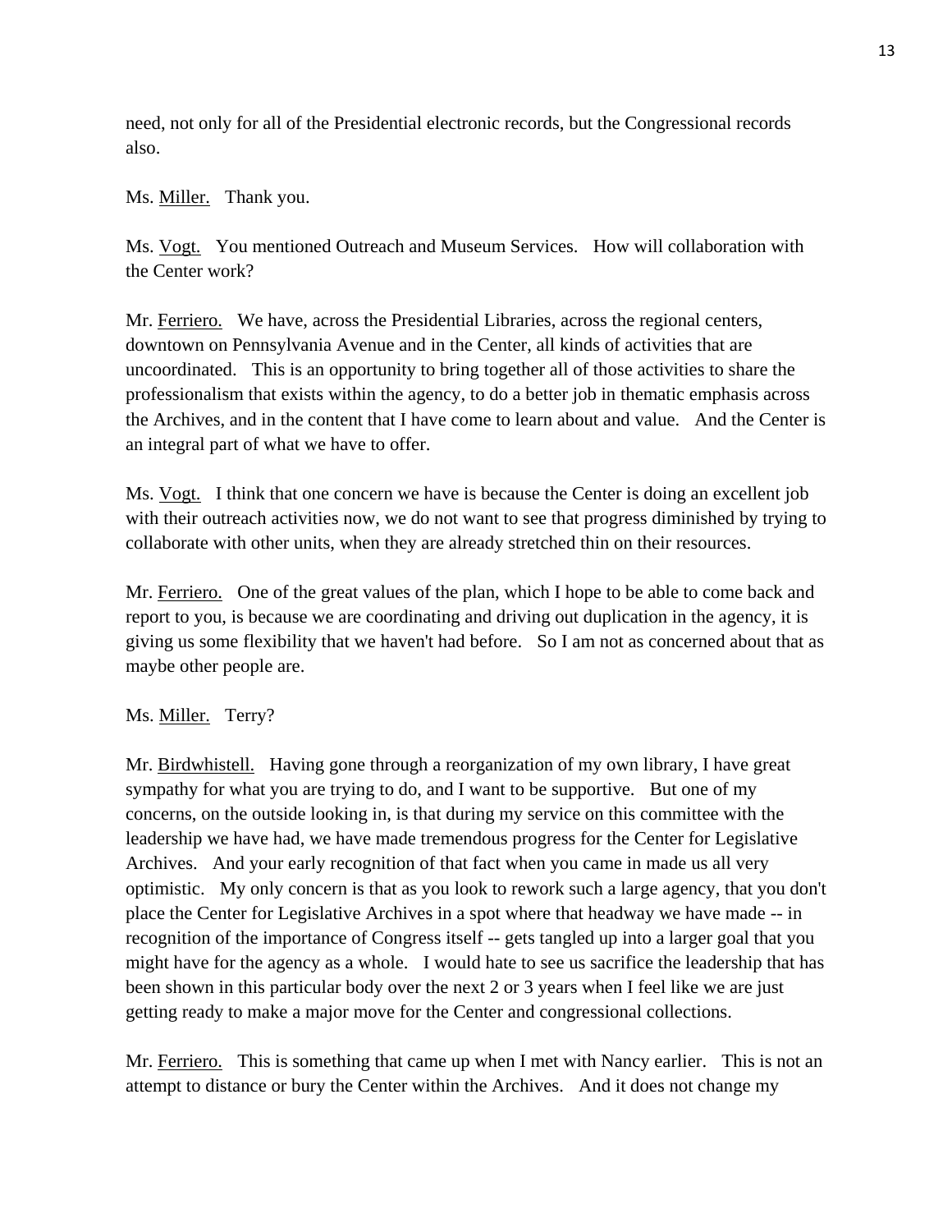need, not only for all of the Presidential electronic records, but the Congressional records also.

Ms. Miller. Thank you.

Ms. Vogt. You mentioned Outreach and Museum Services. How will collaboration with the Center work?

Mr. Ferriero. We have, across the Presidential Libraries, across the regional centers, downtown on Pennsylvania Avenue and in the Center, all kinds of activities that are uncoordinated. This is an opportunity to bring together all of those activities to share the professionalism that exists within the agency, to do a better job in thematic emphasis across the Archives, and in the content that I have come to learn about and value. And the Center is an integral part of what we have to offer.

Ms. Vogt. I think that one concern we have is because the Center is doing an excellent job with their outreach activities now, we do not want to see that progress diminished by trying to collaborate with other units, when they are already stretched thin on their resources.

Mr. Ferriero. One of the great values of the plan, which I hope to be able to come back and report to you, is because we are coordinating and driving out duplication in the agency, it is giving us some flexibility that we haven't had before. So I am not as concerned about that as maybe other people are.

Ms. Miller. Terry?

Mr. Birdwhistell. Having gone through a reorganization of my own library, I have great sympathy for what you are trying to do, and I want to be supportive. But one of my concerns, on the outside looking in, is that during my service on this committee with the leadership we have had, we have made tremendous progress for the Center for Legislative Archives. And your early recognition of that fact when you came in made us all very optimistic. My only concern is that as you look to rework such a large agency, that you don't place the Center for Legislative Archives in a spot where that headway we have made -- in recognition of the importance of Congress itself -- gets tangled up into a larger goal that you might have for the agency as a whole. I would hate to see us sacrifice the leadership that has been shown in this particular body over the next 2 or 3 years when I feel like we are just getting ready to make a major move for the Center and congressional collections.

Mr. Ferriero. This is something that came up when I met with Nancy earlier. This is not an attempt to distance or bury the Center within the Archives. And it does not change my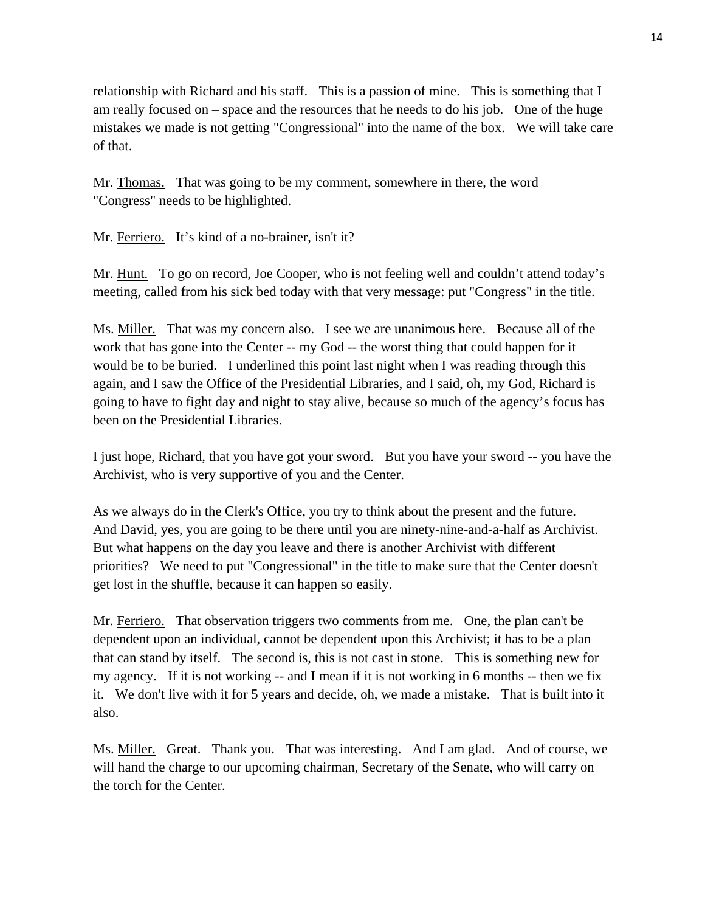relationship with Richard and his staff. This is a passion of mine. This is something that I am really focused on – space and the resources that he needs to do his job. One of the huge mistakes we made is not getting "Congressional" into the name of the box. We will take care of that.

Mr. Thomas. That was going to be my comment, somewhere in there, the word "Congress" needs to be highlighted.

Mr. Ferriero. It's kind of a no-brainer, isn't it?

Mr. Hunt. To go on record, Joe Cooper, who is not feeling well and couldn't attend today's meeting, called from his sick bed today with that very message: put "Congress" in the title.

Ms. Miller. That was my concern also. I see we are unanimous here. Because all of the work that has gone into the Center -- my God -- the worst thing that could happen for it would be to be buried. I underlined this point last night when I was reading through this again, and I saw the Office of the Presidential Libraries, and I said, oh, my God, Richard is going to have to fight day and night to stay alive, because so much of the agency's focus has been on the Presidential Libraries.

I just hope, Richard, that you have got your sword. But you have your sword -- you have the Archivist, who is very supportive of you and the Center.

As we always do in the Clerk's Office, you try to think about the present and the future. And David, yes, you are going to be there until you are ninety-nine-and-a-half as Archivist. But what happens on the day you leave and there is another Archivist with different priorities? We need to put "Congressional" in the title to make sure that the Center doesn't get lost in the shuffle, because it can happen so easily.

Mr. Ferriero. That observation triggers two comments from me. One, the plan can't be dependent upon an individual, cannot be dependent upon this Archivist; it has to be a plan that can stand by itself. The second is, this is not cast in stone. This is something new for my agency. If it is not working -- and I mean if it is not working in 6 months -- then we fix it. We don't live with it for 5 years and decide, oh, we made a mistake. That is built into it also.

Ms. Miller. Great. Thank you. That was interesting. And I am glad. And of course, we will hand the charge to our upcoming chairman, Secretary of the Senate, who will carry on the torch for the Center.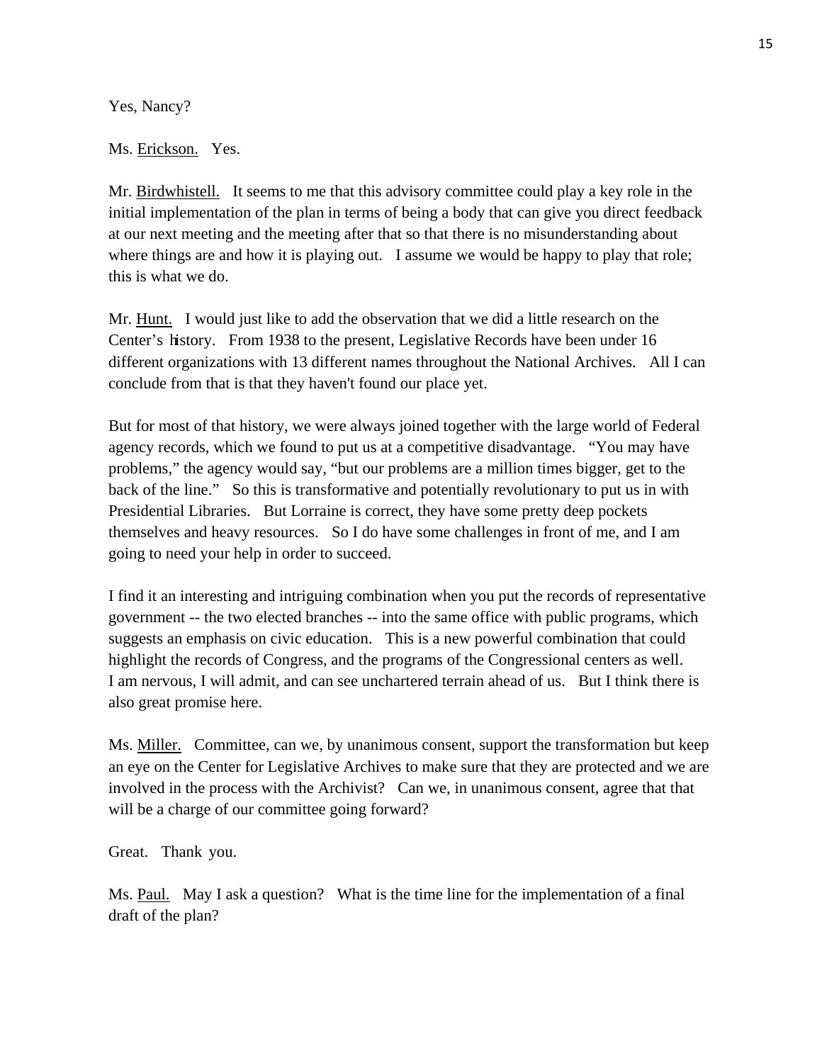Yes, Nancy?

Ms. Erickson. Yes.

Mr. Birdwhistell. It seems to me that this advisory committee could play a key role in the initial implementation of the plan in terms of being a body that can give you direct feedback at our next meeting and the meeting after that so that there is no misunderstanding about where things are and how it is playing out. I assume we would be happy to play that role; this is what we do.

Mr. Hunt. I would just like to add the observation that we did a little research on the Center's history. From 1938 to the present, Legislative Records have been under 16 different organizations with 13 different names throughout the National Archives. All I can conclude from that is that they haven't found our place yet.

But for most of that history, we were always joined together with the large world of Federal agency records, which we found to put us at a competitive disadvantage. "You may have problems," the agency would say, "but our problems are a million times bigger, get to the back of the line." So this is transformative and potentially revolutionary to put us in with Presidential Libraries. But Lorraine is correct, they have some pretty deep pockets themselves and heavy resources. So I do have some challenges in front of me, and I am going to need your help in order to succeed.

I find it an interesting and intriguing combination when you put the records of representative government -- the two elected branches -- into the same office with public programs, which suggests an emphasis on civic education. This is a new powerful combination that could highlight the records of Congress, and the programs of the Congressional centers as well. I am nervous, I will admit, and can see unchartered terrain ahead of us. But I think there is also great promise here.

Ms. Miller. Committee, can we, by unanimous consent, support the transformation but keep an eye on the Center for Legislative Archives to make sure that they are protected and we are involved in the process with the Archivist? Can we, in unanimous consent, agree that that will be a charge of our committee going forward?

Great. Thank you.

Ms. Paul. May I ask a question? What is the time line for the implementation of a final draft of the plan?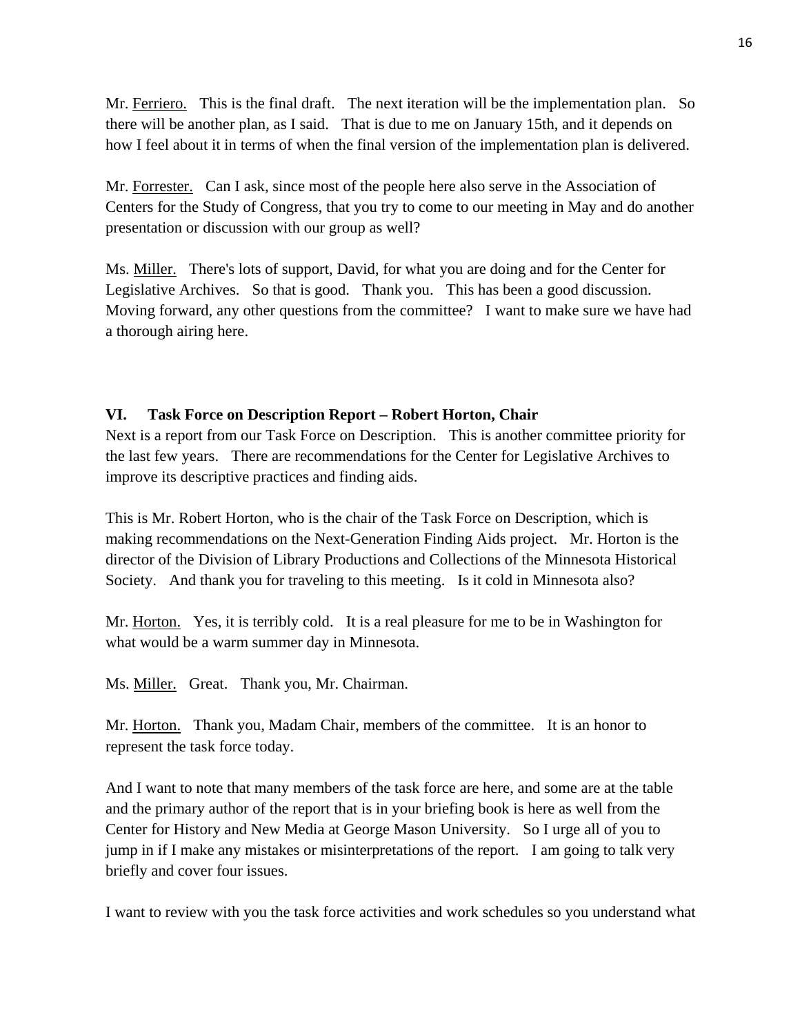Mr. Ferriero. This is the final draft. The next iteration will be the implementation plan. So there will be another plan, as I said. That is due to me on January 15th, and it depends on how I feel about it in terms of when the final version of the implementation plan is delivered.

Mr. Forrester. Can I ask, since most of the people here also serve in the Association of Centers for the Study of Congress, that you try to come to our meeting in May and do another presentation or discussion with our group as well?

Ms. Miller. There's lots of support, David, for what you are doing and for the Center for Legislative Archives. So that is good. Thank you. This has been a good discussion. Moving forward, any other questions from the committee? I want to make sure we have had a thorough airing here.

### VI. Task Force on Description Report – Robert Horton, Chair

Next is a report from our Task Force on Description. This is another committee priority for the last few years. There are recommendations for the Center for Legislative Archives to improve its descriptive practices and finding aids.

This is Mr. Robert Horton, who is the chair of the Task Force on Description, which is making recommendations on the Next-Generation Finding Aids project. Mr. Horton is the director of the Division of Library Productions and Collections of the Minnesota Historical Society. And thank you for traveling to this meeting. Is it cold in Minnesota also?

Mr. Horton. Yes, it is terribly cold. It is a real pleasure for me to be in Washington for what would be a warm summer day in Minnesota.

Ms. Miller. Great. Thank you, Mr. Chairman.

Mr. Horton. Thank you, Madam Chair, members of the committee. It is an honor to represent the task force today.

And I want to note that many members of the task force are here, and some are at the table and the primary author of the report that is in your briefing book is here as well from the Center for History and New Media at George Mason University. So I urge all of you to jump in if I make any mistakes or misinterpretations of the report. I am going to talk very briefly and cover four issues.

I want to review with you the task force activities and work schedules so you understand what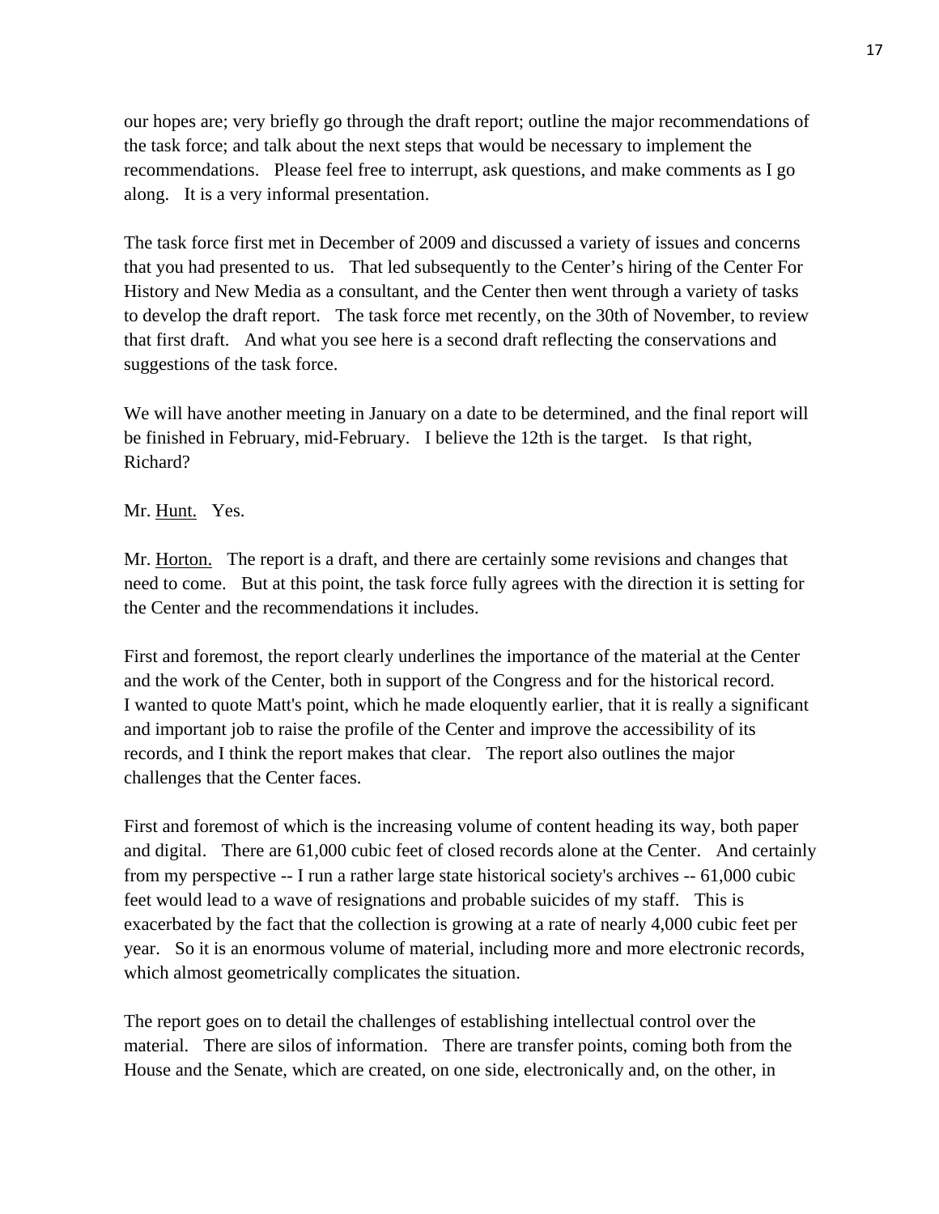our hopes are; very briefly go through the draft report; outline the major recommendations of the task force; and talk about the next steps that would be necessary to implement the recommendations. Please feel free to interrupt, ask questions, and make comments as I go along. It is a very informal presentation.

The task force first met in December of 2009 and discussed a variety of issues and concerns that you had presented to us. That led subsequently to the Center's hiring of the Center For History and New Media as a consultant, and the Center then went through a variety of tasks to develop the draft report. The task force met recently, on the 30th of November, to review that first draft. And what you see here is a second draft reflecting the conservations and suggestions of the task force.

We will have another meeting in January on a date to be determined, and the final report will be finished in February, mid-February. I believe the 12th is the target. Is that right, Richard?

Mr. Hunt. Yes.

Mr. Horton. The report is a draft, and there are certainly some revisions and changes that need to come. But at this point, the task force fully agrees with the direction it is setting for the Center and the recommendations it includes.

First and foremost, the report clearly underlines the importance of the material at the Center and the work of the Center, both in support of the Congress and for the historical record. I wanted to quote Matt's point, which he made eloquently earlier, that it is really a significant and important job to raise the profile of the Center and improve the accessibility of its records, and I think the report makes that clear. The report also outlines the major challenges that the Center faces.

First and foremost of which is the increasing volume of content heading its way, both paper and digital. There are 61,000 cubic feet of closed records alone at the Center. And certainly from my perspective -- I run a rather large state historical society's archives -- 61,000 cubic feet would lead to a wave of resignations and probable suicides of my staff. This is exacerbated by the fact that the collection is growing at a rate of nearly 4,000 cubic feet per year. So it is an enormous volume of material, including more and more electronic records, which almost geometrically complicates the situation.

The report goes on to detail the challenges of establishing intellectual control over the material. There are silos of information. There are transfer points, coming both from the House and the Senate, which are created, on one side, electronically and, on the other, in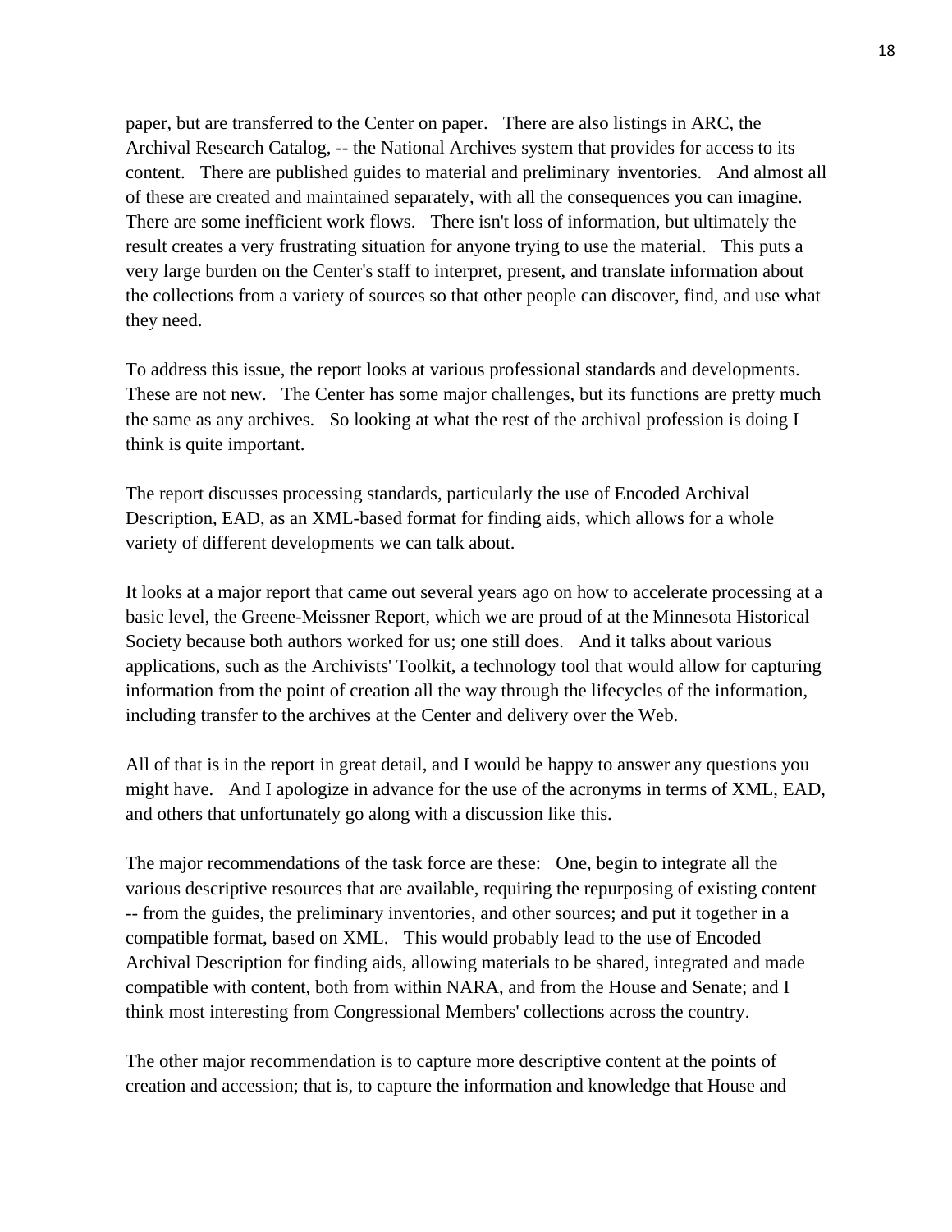paper, but are transferred to the Center on paper. There are also listings in ARC, the Archival Research Catalog, -- the National Archives system that provides for access to its content. There are published guides to material and preliminary inventories. And almost all of these are created and maintained separately, with all the consequences you can imagine. There are some inefficient work flows. There isn't loss of information, but ultimately the result creates a very frustrating situation for anyone trying to use the material. This puts a very large burden on the Center's staff to interpret, present, and translate information about the collections from a variety of sources so that other people can discover, find, and use what they need.

To address this issue, the report looks at various professional standards and developments. These are not new. The Center has some major challenges, but its functions are pretty much the same as any archives. So looking at what the rest of the archival profession is doing I think is quite important.

The report discusses processing standards, particularly the use of Encoded Archival Description, EAD, as an XML-based format for finding aids, which allows for a whole variety of different developments we can talk about.

It looks at a major report that came out several years ago on how to accelerate processing at a basic level, the Greene-Meissner Report, which we are proud of at the Minnesota Historical Society because both authors worked for us; one still does. And it talks about various applications, such as the Archivists' Toolkit, a technology tool that would allow for capturing information from the point of creation all the way through the lifecycles of the information, including transfer to the archives at the Center and delivery over the Web.

All of that is in the report in great detail, and I would be happy to answer any questions you might have. And I apologize in advance for the use of the acronyms in terms of XML, EAD, and others that unfortunately go along with a discussion like this.

The major recommendations of the task force are these: One, begin to integrate all the various descriptive resources that are available, requiring the repurposing of existing content -- from the guides, the preliminary inventories, and other sources; and put it together in a compatible format, based on XML. This would probably lead to the use of Encoded Archival Description for finding aids, allowing materials to be shared, integrated and made compatible with content, both from within NARA, and from the House and Senate; and I think most interesting from Congressional Members' collections across the country.

The other major recommendation is to capture more descriptive content at the points of creation and accession; that is, to capture the information and knowledge that House and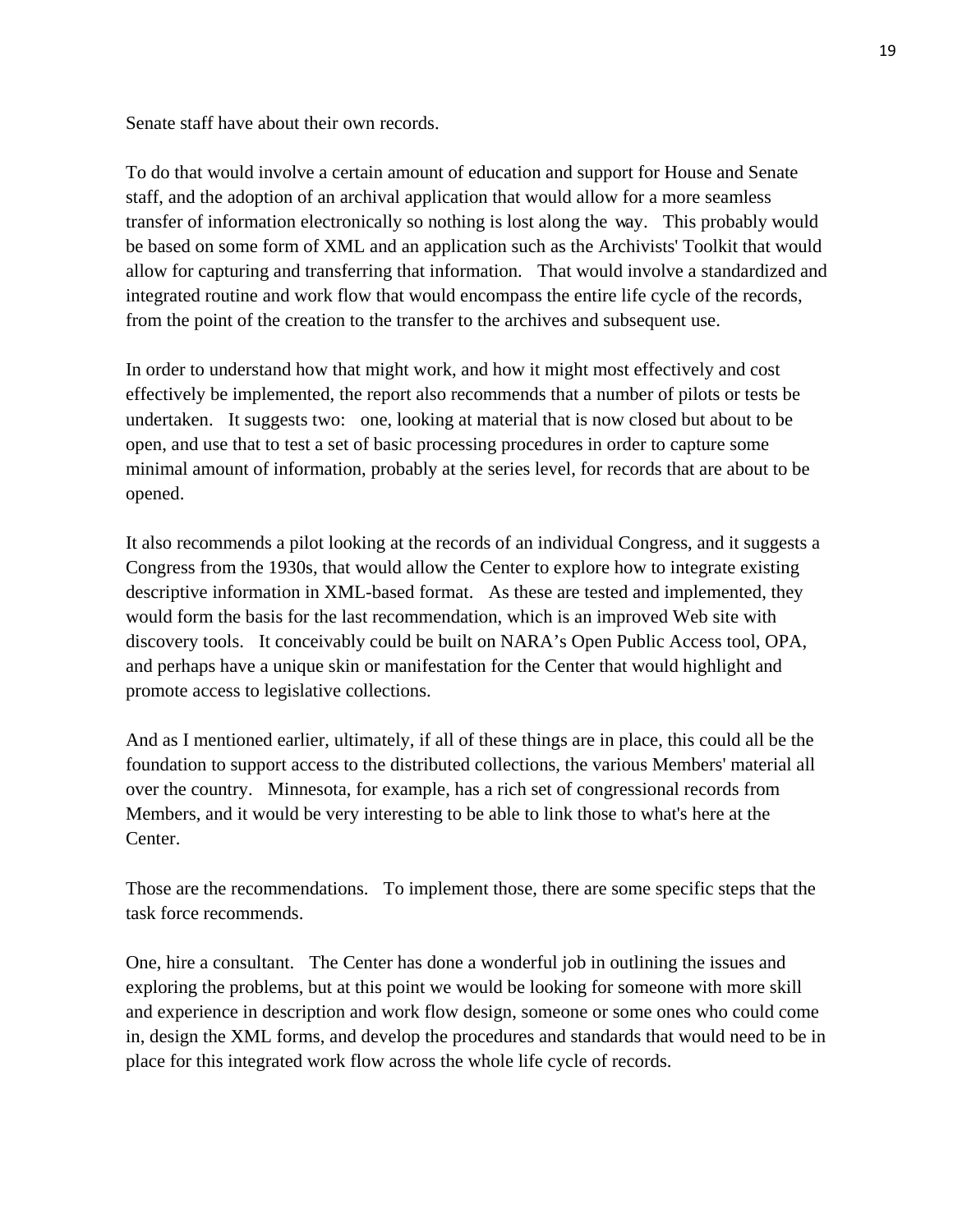Senate staff have about their own records.

To do that would involve a certain amount of education and support for House and Senate staff, and the adoption of an archival application that would allow for a more seamless transfer of information electronically so nothing is lost along the way. This probably would be based on some form of XML and an application such as the Archivists' Toolkit that would allow for capturing and transferring that information. That would involve a standardized and integrated routine and work flow that would encompass the entire life cycle of the records, from the point of the creation to the transfer to the archives and subsequent use.

In order to understand how that might work, and how it might most effectively and cost effectively be implemented, the report also recommends that a number of pilots or tests be undertaken. It suggests two: one, looking at material that is now closed but about to be open, and use that to test a set of basic processing procedures in order to capture some minimal amount of information, probably at the series level, for records that are about to be opened.

It also recommends a pilot looking at the records of an individual Congress, and it suggests a Congress from the 1930s, that would allow the Center to explore how to integrate existing descriptive information in XML-based format. As these are tested and implemented, they would form the basis for the last recommendation, which is an improved Web site with discovery tools. It conceivably could be built on NARA's Open Public Access tool, OPA, and perhaps have a unique skin or manifestation for the Center that would highlight and promote access to legislative collections.

And as I mentioned earlier, ultimately, if all of these things are in place, this could all be the foundation to support access to the distributed collections, the various Members' material all over the country. Minnesota, for example, has a rich set of congressional records from Members, and it would be very interesting to be able to link those to what's here at the Center.

Those are the recommendations. To implement those, there are some specific steps that the task force recommends.

One, hire a consultant. The Center has done a wonderful job in outlining the issues and exploring the problems, but at this point we would be looking for someone with more skill and experience in description and work flow design, someone or some ones who could come in, design the XML forms, and develop the procedures and standards that would need to be in place for this integrated work flow across the whole life cycle of records.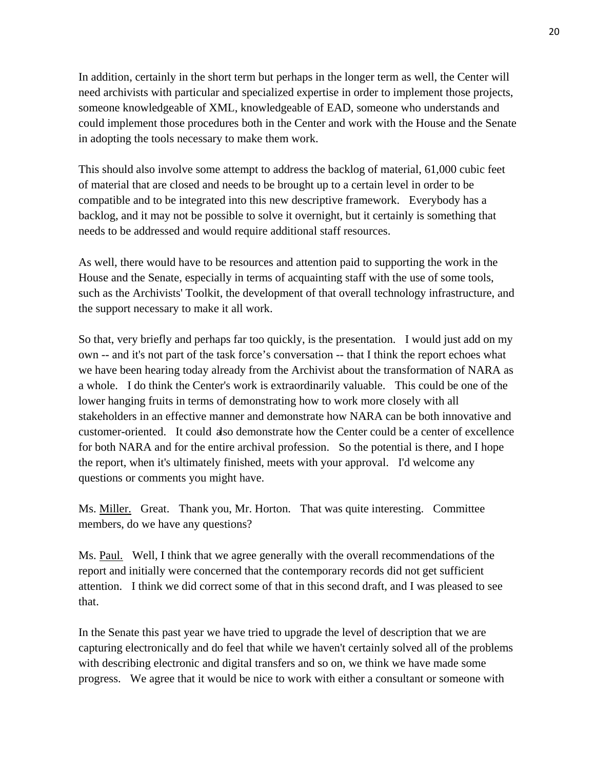In addition, certainly in the short term but perhaps in the longer term as well, the Center will need archivists with particular and specialized expertise in order to implement those projects, someone knowledgeable of XML, knowledgeable of EAD, someone who understands and could implement those procedures both in the Center and work with the House and the Senate in adopting the tools necessary to make them work.

This should also involve some attempt to address the backlog of material, 61,000 cubic feet of material that are closed and needs to be brought up to a certain level in order to be compatible and to be integrated into this new descriptive framework. Everybody has a backlog, and it may not be possible to solve it overnight, but it certainly is something that needs to be addressed and would require additional staff resources.

As well, there would have to be resources and attention paid to supporting the work in the House and the Senate, especially in terms of acquainting staff with the use of some tools, such as the Archivists' Toolkit, the development of that overall technology infrastructure, and the support necessary to make it all work.

So that, very briefly and perhaps far too quickly, is the presentation. I would just add on my own -- and it's not part of the task force's conversation -- that I think the report echoes what we have been hearing today already from the Archivist about the transformation of NARA as a whole. I do think the Center's work is extraordinarily valuable. This could be one of the lower hanging fruits in terms of demonstrating how to work more closely with all stakeholders in an effective manner and demonstrate how NARA can be both innovative and customer-oriented. It could also demonstrate how the Center could be a center of excellence for both NARA and for the entire archival profession. So the potential is there, and I hope the report, when it's ultimately finished, meets with your approval. I'd welcome any questions or comments you might have.

Ms. Miller. Great. Thank you, Mr. Horton. That was quite interesting. Committee members, do we have any questions?

Ms. Paul. Well, I think that we agree generally with the overall recommendations of the report and initially were concerned that the contemporary records did not get sufficient attention. I think we did correct some of that in this second draft, and I was pleased to see that.

In the Senate this past year we have tried to upgrade the level of description that we are capturing electronically and do feel that while we haven't certainly solved all of the problems with describing electronic and digital transfers and so on, we think we have made some progress. We agree that it would be nice to work with either a consultant or someone with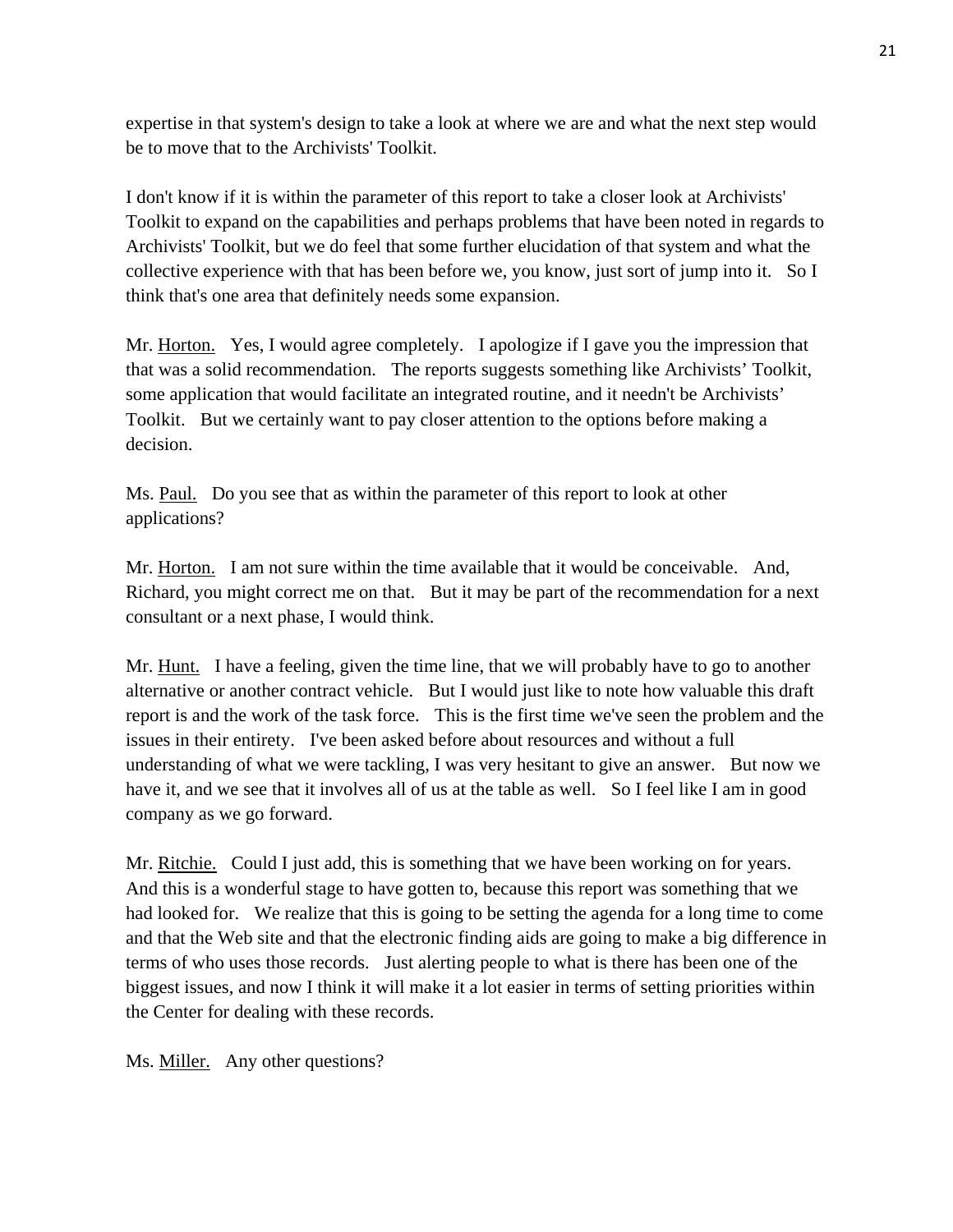expertise in that system's design to take a look at where we are and what the next step would be to move that to the Archivists' Toolkit.

I don't know if it is within the parameter of this report to take a closer look at Archivists' Toolkit to expand on the capabilities and perhaps problems that have been noted in regards to Archivists' Toolkit, but we do feel that some further elucidation of that system and what the collective experience with that has been before we, you know, just sort of jump into it. So I think that's one area that definitely needs some expansion.

Mr. Horton. Yes, I would agree completely. I apologize if I gave you the impression that that was a solid recommendation. The reports suggests something like Archivists' Toolkit, some application that would facilitate an integrated routine, and it needn't be Archivists' Toolkit. But we certainly want to pay closer attention to the options before making a decision.

Ms. Paul. Do you see that as within the parameter of this report to look at other applications?

Mr. Horton. I am not sure within the time available that it would be conceivable. And, Richard, you might correct me on that. But it may be part of the recommendation for a next consultant or a next phase, I would think.

Mr. Hunt. I have a feeling, given the time line, that we will probably have to go to another alternative or another contract vehicle. But I would just like to note how valuable this draft report is and the work of the task force. This is the first time we've seen the problem and the issues in their entirety. I've been asked before about resources and without a full understanding of what we were tackling, I was very hesitant to give an answer. But now we have it, and we see that it involves all of us at the table as well. So I feel like I am in good company as we go forward.

Mr. Ritchie. Could I just add, this is something that we have been working on for years. And this is a wonderful stage to have gotten to, because this report was something that we had looked for. We realize that this is going to be setting the agenda for a long time to come and that the Web site and that the electronic finding aids are going to make a big difference in terms of who uses those records. Just alerting people to what is there has been one of the biggest issues, and now I think it will make it a lot easier in terms of setting priorities within the Center for dealing with these records.

Ms. Miller. Any other questions?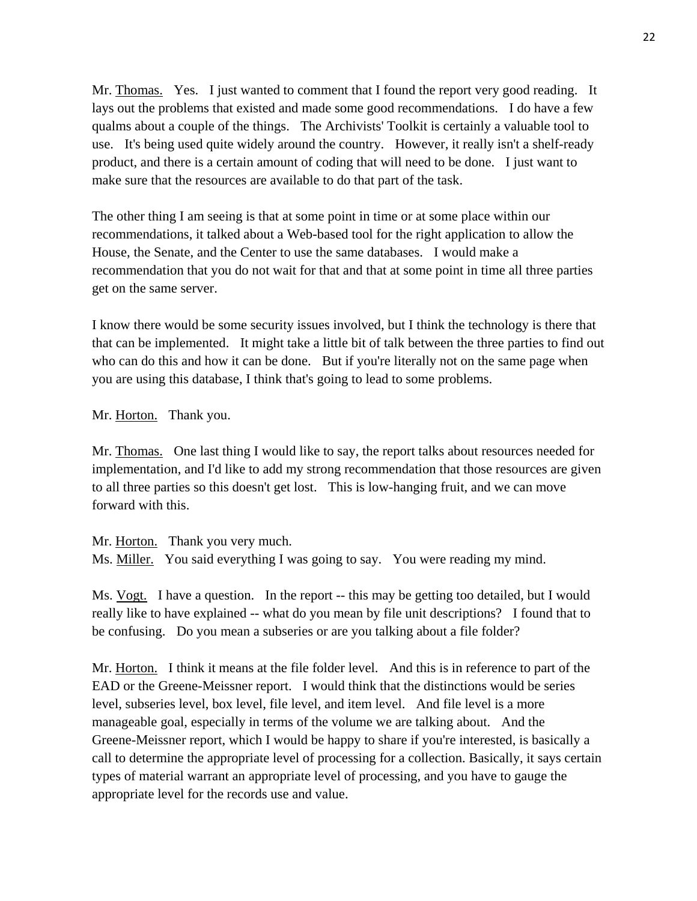Mr. Thomas. Yes. I just wanted to comment that I found the report very good reading. It lays out the problems that existed and made some good recommendations. I do have a few qualms about a couple of the things. The Archivists' Toolkit is certainly a valuable tool to use. It's being used quite widely around the country. However, it really isn't a shelf-ready product, and there is a certain amount of coding that will need to be done. I just want to make sure that the resources are available to do that part of the task.

The other thing I am seeing is that at some point in time or at some place within our recommendations, it talked about a Web-based tool for the right application to allow the House, the Senate, and the Center to use the same databases. I would make a recommendation that you do not wait for that and that at some point in time all three parties get on the same server.

I know there would be some security issues involved, but I think the technology is there that that can be implemented. It might take a little bit of talk between the three parties to find out who can do this and how it can be done. But if you're literally not on the same page when you are using this database, I think that's going to lead to some problems.

Mr. Horton. Thank you.

Mr. Thomas. One last thing I would like to say, the report talks about resources needed for implementation, and I'd like to add my strong recommendation that those resources are given to all three parties so this doesn't get lost. This is low-hanging fruit, and we can move forward with this.

Mr. Horton. Thank you very much.
Ms. Miller. You said everything I was going to say. You were reading my mind.

Ms. Vogt. I have a question. In the report -- this may be getting too detailed, but I would really like to have explained -- what do you mean by file unit descriptions? I found that to be confusing. Do you mean a subseries or are you talking about a file folder?

Mr. Horton. I think it means at the file folder level. And this is in reference to part of the EAD or the Greene-Meissner report. I would think that the distinctions would be series level, subseries level, box level, file level, and item level. And file level is a more manageable goal, especially in terms of the volume we are talking about. And the Greene-Meissner report, which I would be happy to share if you're interested, is basically a call to determine the appropriate level of processing for a collection. Basically, it says certain types of material warrant an appropriate level of processing, and you have to gauge the appropriate level for the records use and value.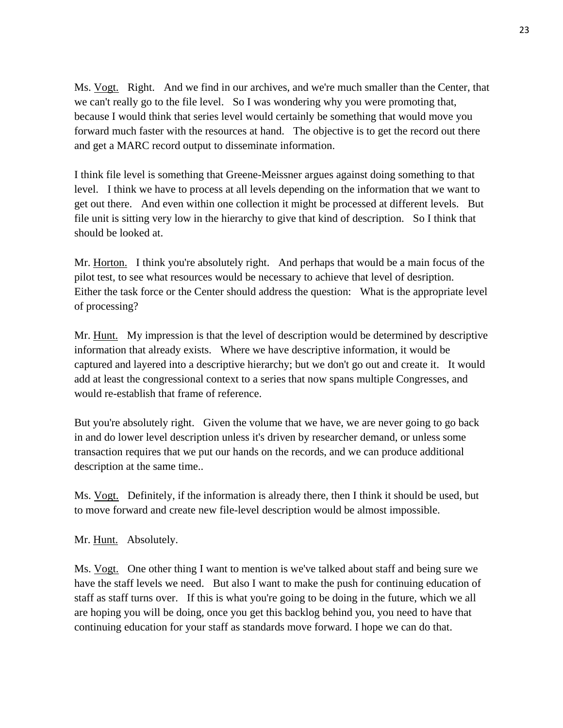Ms. Vogt. Right. And we find in our archives, and we're much smaller than the Center, that we can't really go to the file level. So I was wondering why you were promoting that, because I would think that series level would certainly be something that would move you forward much faster with the resources at hand. The objective is to get the record out there and get a MARC record output to disseminate information.

I think file level is something that Greene-Meissner argues against doing something to that level. I think we have to process at all levels depending on the information that we want to get out there. And even within one collection it might be processed at different levels. But file unit is sitting very low in the hierarchy to give that kind of description. So I think that should be looked at.

Mr. Horton. I think you're absolutely right. And perhaps that would be a main focus of the pilot test, to see what resources would be necessary to achieve that level of desription. Either the task force or the Center should address the question: What is the appropriate level of processing?

Mr. Hunt. My impression is that the level of description would be determined by descriptive information that already exists. Where we have descriptive information, it would be captured and layered into a descriptive hierarchy; but we don't go out and create it. It would add at least the congressional context to a series that now spans multiple Congresses, and would re-establish that frame of reference.

But you're absolutely right. Given the volume that we have, we are never going to go back in and do lower level description unless it's driven by researcher demand, or unless some transaction requires that we put our hands on the records, and we can produce additional description at the same time..

Ms. Vogt. Definitely, if the information is already there, then I think it should be used, but to move forward and create new file-level description would be almost impossible.

Mr. Hunt. Absolutely.

Ms. Vogt. One other thing I want to mention is we've talked about staff and being sure we have the staff levels we need. But also I want to make the push for continuing education of staff as staff turns over. If this is what you're going to be doing in the future, which we all are hoping you will be doing, once you get this backlog behind you, you need to have that continuing education for your staff as standards move forward. I hope we can do that.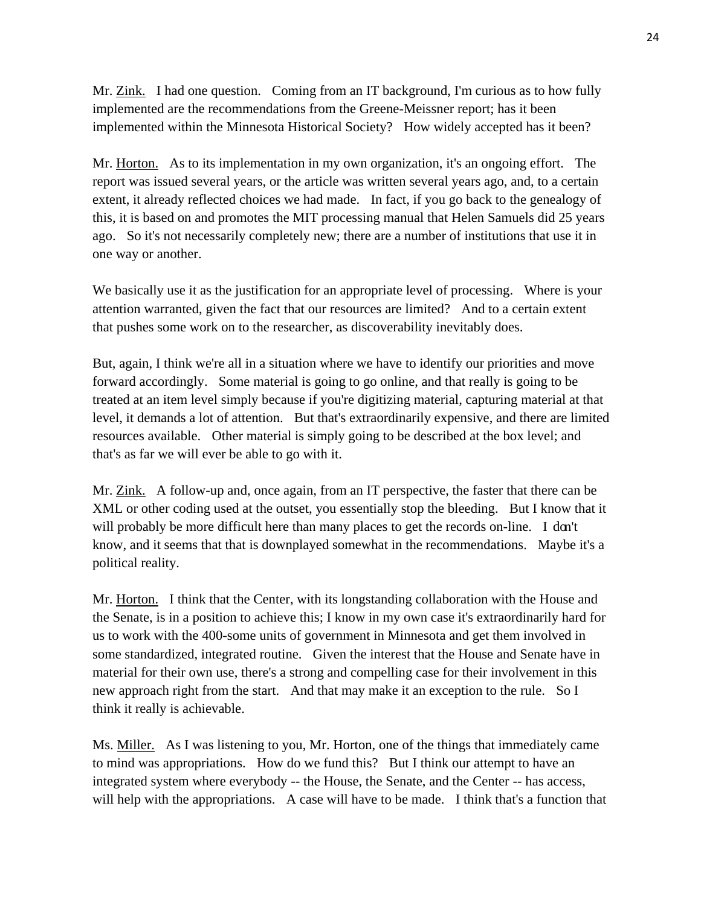Mr. Zink. I had one question. Coming from an IT background, I'm curious as to how fully implemented are the recommendations from the Greene-Meissner report; has it been implemented within the Minnesota Historical Society? How widely accepted has it been?

Mr. Horton. As to its implementation in my own organization, it's an ongoing effort. The report was issued several years, or the article was written several years ago, and, to a certain extent, it already reflected choices we had made. In fact, if you go back to the genealogy of this, it is based on and promotes the MIT processing manual that Helen Samuels did 25 years ago. So it's not necessarily completely new; there are a number of institutions that use it in one way or another.

We basically use it as the justification for an appropriate level of processing. Where is your attention warranted, given the fact that our resources are limited? And to a certain extent that pushes some work on to the researcher, as discoverability inevitably does.

But, again, I think we're all in a situation where we have to identify our priorities and move forward accordingly. Some material is going to go online, and that really is going to be treated at an item level simply because if you're digitizing material, capturing material at that level, it demands a lot of attention. But that's extraordinarily expensive, and there are limited resources available. Other material is simply going to be described at the box level; and that's as far we will ever be able to go with it.

Mr. Zink. A follow-up and, once again, from an IT perspective, the faster that there can be XML or other coding used at the outset, you essentially stop the bleeding. But I know that it will probably be more difficult here than many places to get the records on-line. I don't know, and it seems that that is downplayed somewhat in the recommendations. Maybe it's a political reality.

Mr. Horton. I think that the Center, with its longstanding collaboration with the House and the Senate, is in a position to achieve this; I know in my own case it's extraordinarily hard for us to work with the 400-some units of government in Minnesota and get them involved in some standardized, integrated routine. Given the interest that the House and Senate have in material for their own use, there's a strong and compelling case for their involvement in this new approach right from the start. And that may make it an exception to the rule. So I think it really is achievable.

Ms. Miller. As I was listening to you, Mr. Horton, one of the things that immediately came to mind was appropriations. How do we fund this? But I think our attempt to have an integrated system where everybody -- the House, the Senate, and the Center -- has access, will help with the appropriations. A case will have to be made. I think that's a function that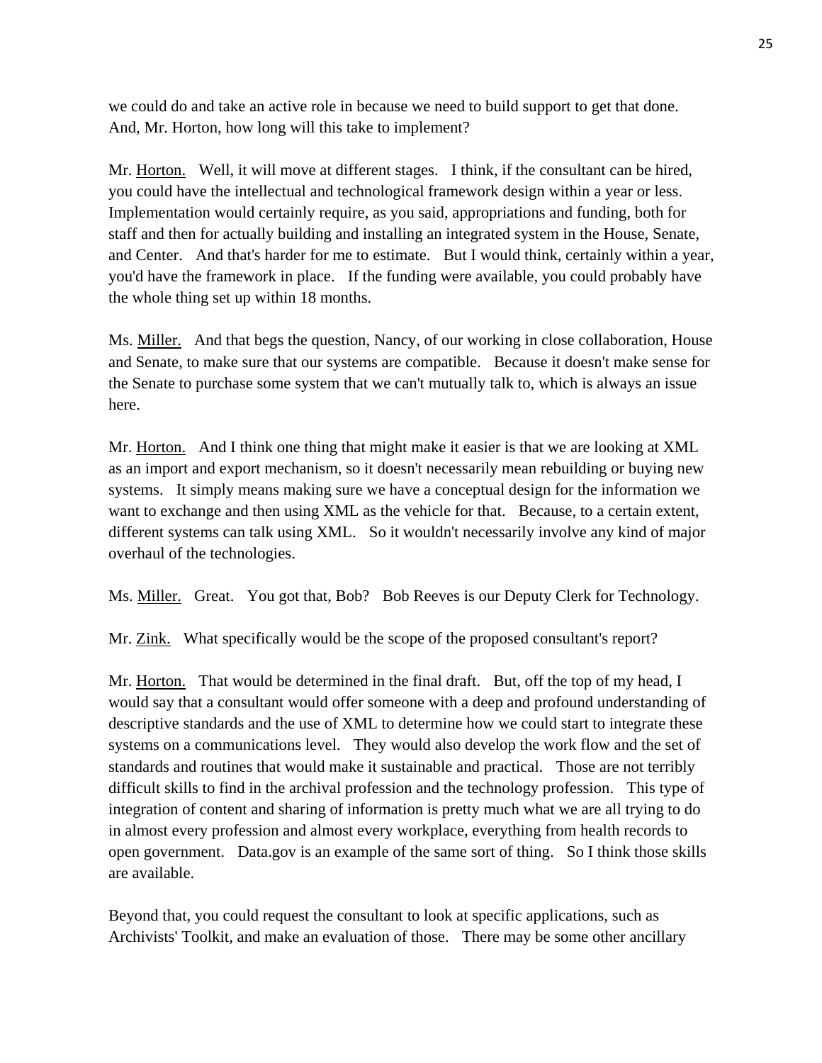we could do and take an active role in because we need to build support to get that done. And, Mr. Horton, how long will this take to implement?

Mr. Horton. Well, it will move at different stages. I think, if the consultant can be hired, you could have the intellectual and technological framework design within a year or less. Implementation would certainly require, as you said, appropriations and funding, both for staff and then for actually building and installing an integrated system in the House, Senate, and Center. And that's harder for me to estimate. But I would think, certainly within a year, you'd have the framework in place. If the funding were available, you could probably have the whole thing set up within 18 months.

Ms. Miller. And that begs the question, Nancy, of our working in close collaboration, House and Senate, to make sure that our systems are compatible. Because it doesn't make sense for the Senate to purchase some system that we can't mutually talk to, which is always an issue here.

Mr. Horton. And I think one thing that might make it easier is that we are looking at XML as an import and export mechanism, so it doesn't necessarily mean rebuilding or buying new systems. It simply means making sure we have a conceptual design for the information we want to exchange and then using XML as the vehicle for that. Because, to a certain extent, different systems can talk using XML. So it wouldn't necessarily involve any kind of major overhaul of the technologies.

Ms. Miller. Great. You got that, Bob? Bob Reeves is our Deputy Clerk for Technology.

Mr. Zink. What specifically would be the scope of the proposed consultant's report?

Mr. Horton. That would be determined in the final draft. But, off the top of my head, I would say that a consultant would offer someone with a deep and profound understanding of descriptive standards and the use of XML to determine how we could start to integrate these systems on a communications level. They would also develop the work flow and the set of standards and routines that would make it sustainable and practical. Those are not terribly difficult skills to find in the archival profession and the technology profession. This type of integration of content and sharing of information is pretty much what we are all trying to do in almost every profession and almost every workplace, everything from health records to open government. Data.gov is an example of the same sort of thing. So I think those skills are available.

Beyond that, you could request the consultant to look at specific applications, such as Archivists' Toolkit, and make an evaluation of those. There may be some other ancillary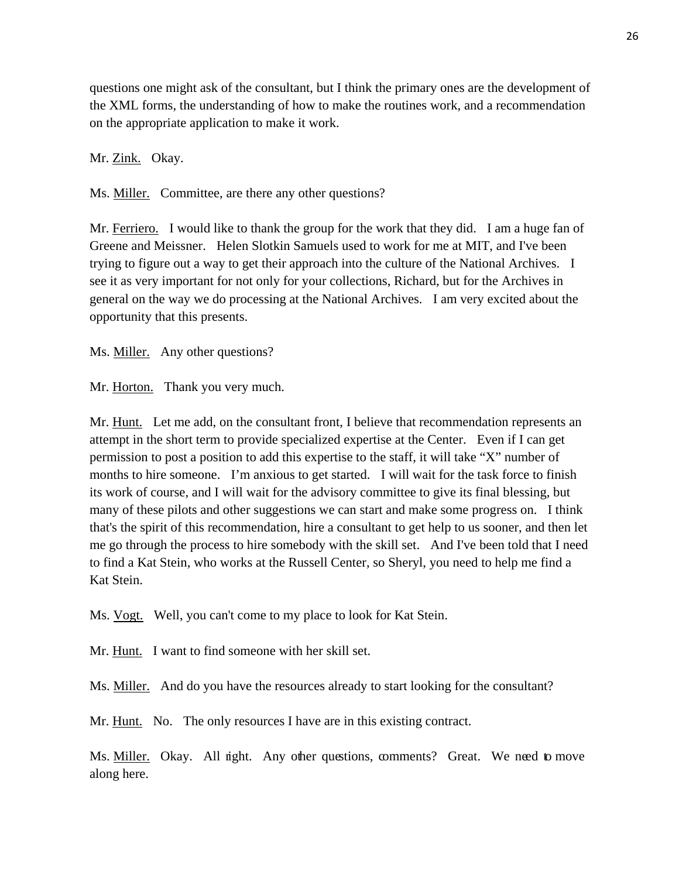questions one might ask of the consultant, but I think the primary ones are the development of the XML forms, the understanding of how to make the routines work, and a recommendation on the appropriate application to make it work.

Mr. Zink. Okay.

Ms. Miller. Committee, are there any other questions?

Mr. Ferriero. I would like to thank the group for the work that they did. I am a huge fan of Greene and Meissner. Helen Slotkin Samuels used to work for me at MIT, and I've been trying to figure out a way to get their approach into the culture of the National Archives. I see it as very important for not only for your collections, Richard, but for the Archives in general on the way we do processing at the National Archives. I am very excited about the opportunity that this presents.

Ms. Miller. Any other questions?

Mr. Horton. Thank you very much.

Mr. Hunt. Let me add, on the consultant front, I believe that recommendation represents an attempt in the short term to provide specialized expertise at the Center. Even if I can get permission to post a position to add this expertise to the staff, it will take "X" number of months to hire someone. I'm anxious to get started. I will wait for the task force to finish its work of course, and I will wait for the advisory committee to give its final blessing, but many of these pilots and other suggestions we can start and make some progress on. I think that's the spirit of this recommendation, hire a consultant to get help to us sooner, and then let me go through the process to hire somebody with the skill set. And I've been told that I need to find a Kat Stein, who works at the Russell Center, so Sheryl, you need to help me find a Kat Stein.

Ms. Vogt. Well, you can't come to my place to look for Kat Stein.

Mr. Hunt. I want to find someone with her skill set.

Ms. Miller. And do you have the resources already to start looking for the consultant?

Mr. Hunt. No. The only resources I have are in this existing contract.

Ms. Miller. Okay. All right. Any other questions, comments? Great. We need to move along here.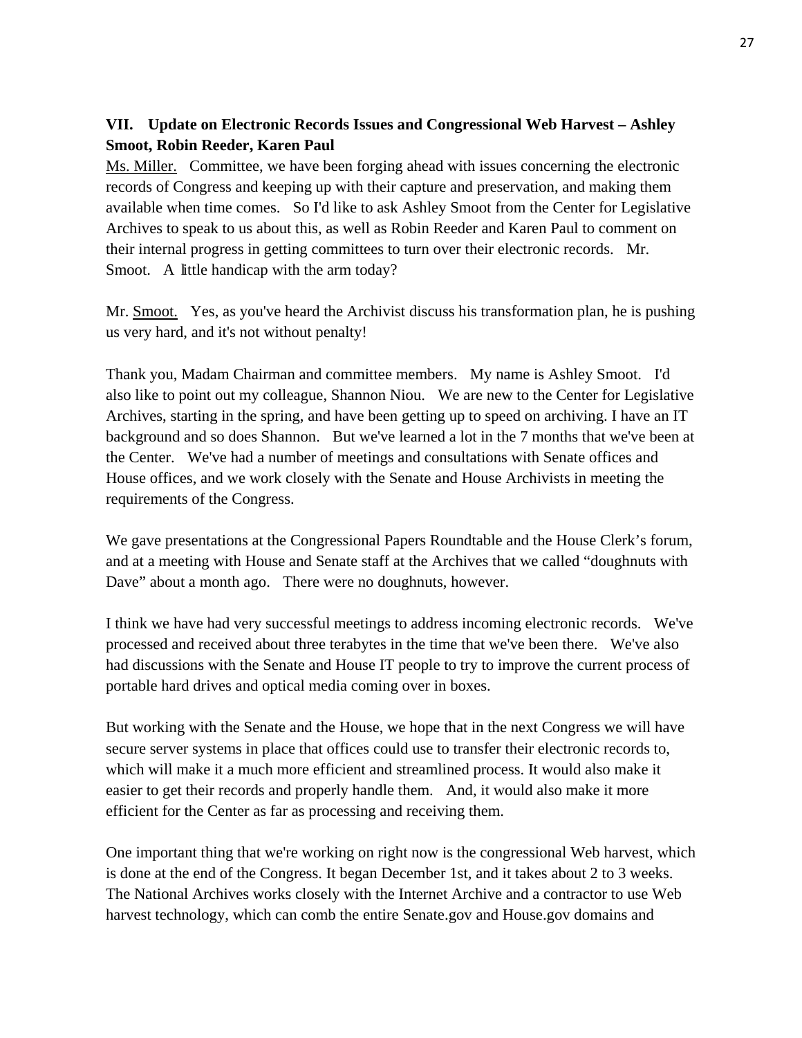### VII. Update on Electronic Records Issues and Congressional Web Harvest – Ashley Smoot, Robin Reeder, Karen Paul

Ms. Miller. Committee, we have been forging ahead with issues concerning the electronic records of Congress and keeping up with their capture and preservation, and making them available when time comes. So I'd like to ask Ashley Smoot from the Center for Legislative Archives to speak to us about this, as well as Robin Reeder and Karen Paul to comment on their internal progress in getting committees to turn over their electronic records. Mr. Smoot. A little handicap with the arm today?

Mr. Smoot. Yes, as you've heard the Archivist discuss his transformation plan, he is pushing us very hard, and it's not without penalty!

Thank you, Madam Chairman and committee members. My name is Ashley Smoot. I'd also like to point out my colleague, Shannon Niou. We are new to the Center for Legislative Archives, starting in the spring, and have been getting up to speed on archiving. I have an IT background and so does Shannon. But we've learned a lot in the 7 months that we've been at the Center. We've had a number of meetings and consultations with Senate offices and House offices, and we work closely with the Senate and House Archivists in meeting the requirements of the Congress.

We gave presentations at the Congressional Papers Roundtable and the House Clerk's forum, and at a meeting with House and Senate staff at the Archives that we called "doughnuts with Dave" about a month ago. There were no doughnuts, however.

I think we have had very successful meetings to address incoming electronic records. We've processed and received about three terabytes in the time that we've been there. We've also had discussions with the Senate and House IT people to try to improve the current process of portable hard drives and optical media coming over in boxes.

But working with the Senate and the House, we hope that in the next Congress we will have secure server systems in place that offices could use to transfer their electronic records to, which will make it a much more efficient and streamlined process. It would also make it easier to get their records and properly handle them. And, it would also make it more efficient for the Center as far as processing and receiving them.

One important thing that we're working on right now is the congressional Web harvest, which is done at the end of the Congress. It began December 1st, and it takes about 2 to 3 weeks. The National Archives works closely with the Internet Archive and a contractor to use Web harvest technology, which can comb the entire Senate.gov and House.gov domains and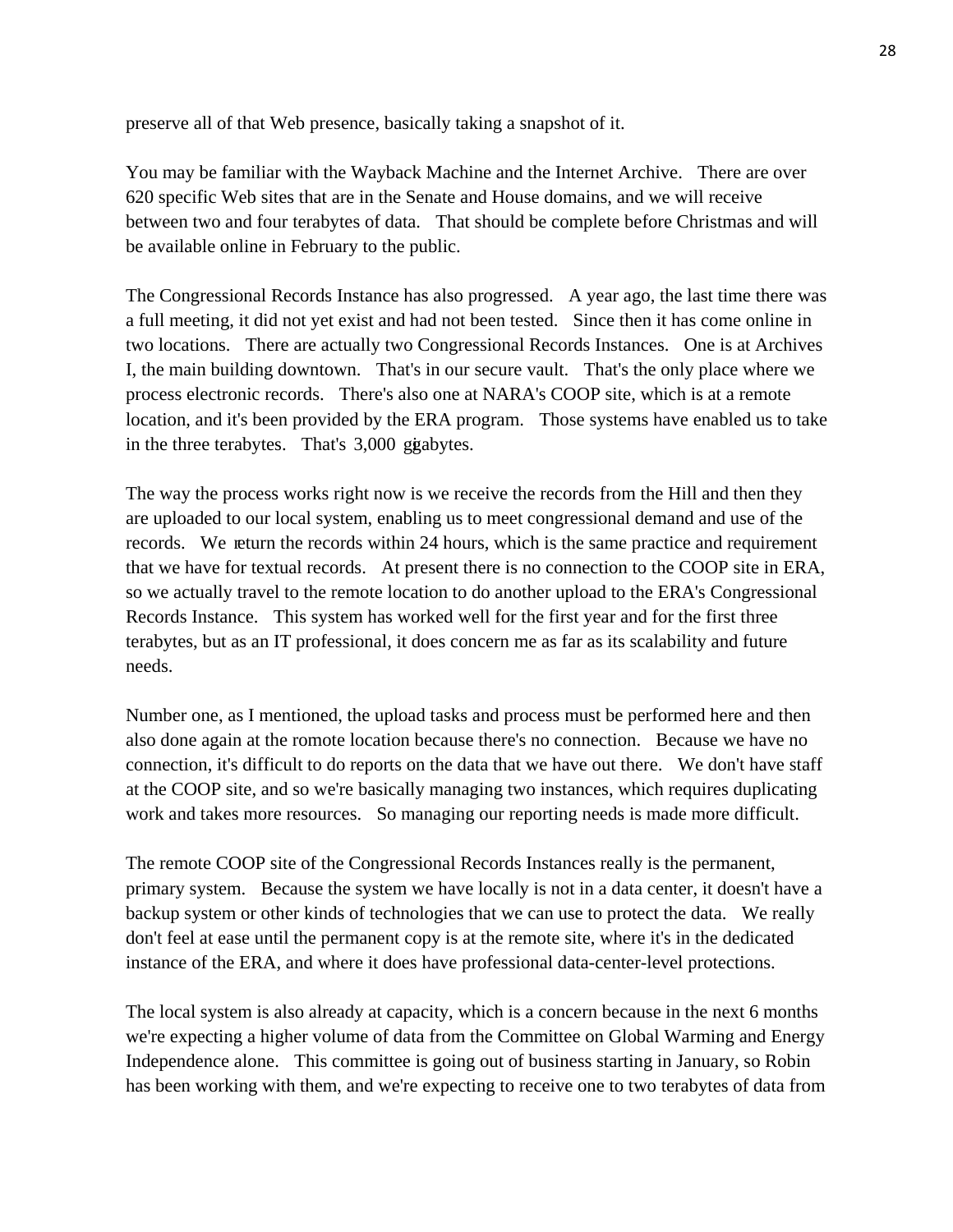preserve all of that Web presence, basically taking a snapshot of it.

You may be familiar with the Wayback Machine and the Internet Archive. There are over 620 specific Web sites that are in the Senate and House domains, and we will receive between two and four terabytes of data. That should be complete before Christmas and will be available online in February to the public.

The Congressional Records Instance has also progressed. A year ago, the last time there was a full meeting, it did not yet exist and had not been tested. Since then it has come online in two locations. There are actually two Congressional Records Instances. One is at Archives I, the main building downtown. That's in our secure vault. That's the only place where we process electronic records. There's also one at NARA's COOP site, which is at a remote location, and it's been provided by the ERA program. Those systems have enabled us to take in the three terabytes. That's 3,000 gigabytes.

The way the process works right now is we receive the records from the Hill and then they are uploaded to our local system, enabling us to meet congressional demand and use of the records. We return the records within 24 hours, which is the same practice and requirement that we have for textual records. At present there is no connection to the COOP site in ERA, so we actually travel to the remote location to do another upload to the ERA's Congressional Records Instance. This system has worked well for the first year and for the first three terabytes, but as an IT professional, it does concern me as far as its scalability and future needs.

Number one, as I mentioned, the upload tasks and process must be performed here and then also done again at the romote location because there's no connection. Because we have no connection, it's difficult to do reports on the data that we have out there. We don't have staff at the COOP site, and so we're basically managing two instances, which requires duplicating work and takes more resources. So managing our reporting needs is made more difficult.

The remote COOP site of the Congressional Records Instances really is the permanent, primary system. Because the system we have locally is not in a data center, it doesn't have a backup system or other kinds of technologies that we can use to protect the data. We really don't feel at ease until the permanent copy is at the remote site, where it's in the dedicated instance of the ERA, and where it does have professional data-center-level protections.

The local system is also already at capacity, which is a concern because in the next 6 months we're expecting a higher volume of data from the Committee on Global Warming and Energy Independence alone. This committee is going out of business starting in January, so Robin has been working with them, and we're expecting to receive one to two terabytes of data from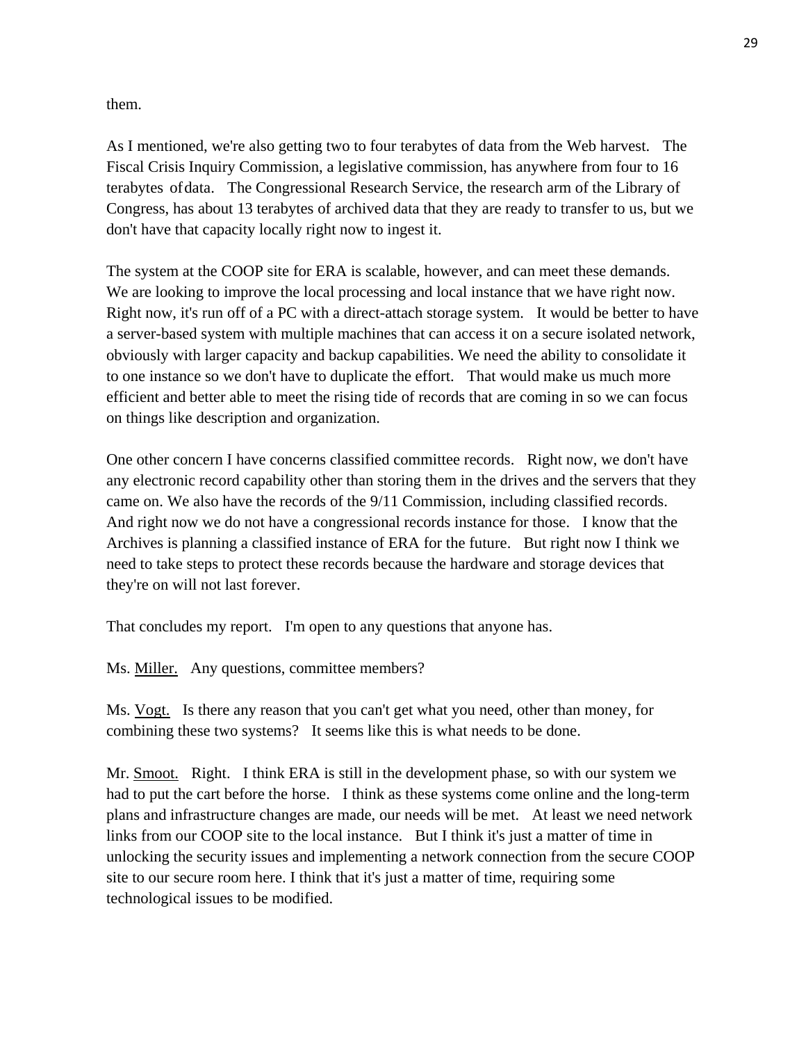them.

As I mentioned, we're also getting two to four terabytes of data from the Web harvest. The Fiscal Crisis Inquiry Commission, a legislative commission, has anywhere from four to 16 terabytes of data. The Congressional Research Service, the research arm of the Library of Congress, has about 13 terabytes of archived data that they are ready to transfer to us, but we don't have that capacity locally right now to ingest it.

The system at the COOP site for ERA is scalable, however, and can meet these demands. We are looking to improve the local processing and local instance that we have right now. Right now, it's run off of a PC with a direct-attach storage system. It would be better to have a server-based system with multiple machines that can access it on a secure isolated network, obviously with larger capacity and backup capabilities. We need the ability to consolidate it to one instance so we don't have to duplicate the effort. That would make us much more efficient and better able to meet the rising tide of records that are coming in so we can focus on things like description and organization.

One other concern I have concerns classified committee records. Right now, we don't have any electronic record capability other than storing them in the drives and the servers that they came on. We also have the records of the 9/11 Commission, including classified records. And right now we do not have a congressional records instance for those. I know that the Archives is planning a classified instance of ERA for the future. But right now I think we need to take steps to protect these records because the hardware and storage devices that they're on will not last forever.

That concludes my report. I'm open to any questions that anyone has.

Ms. Miller. Any questions, committee members?

Ms. Vogt. Is there any reason that you can't get what you need, other than money, for combining these two systems? It seems like this is what needs to be done.

Mr. Smoot. Right. I think ERA is still in the development phase, so with our system we had to put the cart before the horse. I think as these systems come online and the long-term plans and infrastructure changes are made, our needs will be met. At least we need network links from our COOP site to the local instance. But I think it's just a matter of time in unlocking the security issues and implementing a network connection from the secure COOP site to our secure room here. I think that it's just a matter of time, requiring some technological issues to be modified.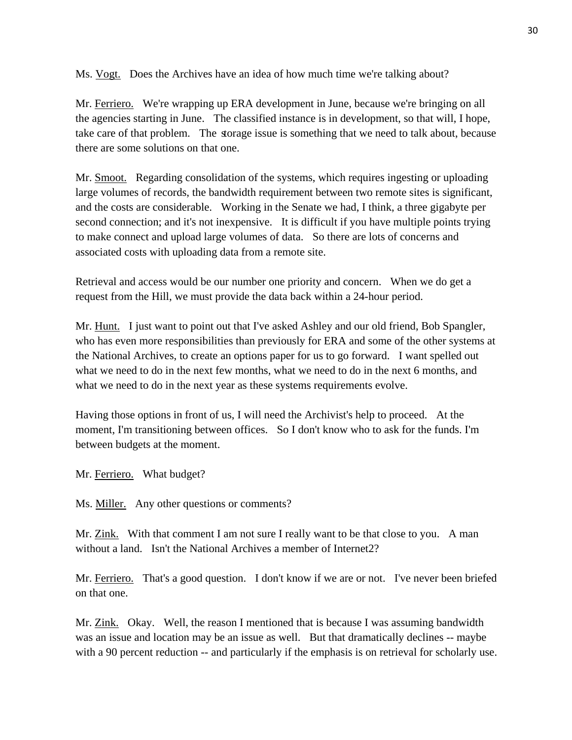Ms. Vogt. Does the Archives have an idea of how much time we're talking about?

Mr. Ferriero. We're wrapping up ERA development in June, because we're bringing on all the agencies starting in June. The classified instance is in development, so that will, I hope, take care of that problem. The storage issue is something that we need to talk about, because there are some solutions on that one.

Mr. Smoot. Regarding consolidation of the systems, which requires ingesting or uploading large volumes of records, the bandwidth requirement between two remote sites is significant, and the costs are considerable. Working in the Senate we had, I think, a three gigabyte per second connection; and it's not inexpensive. It is difficult if you have multiple points trying to make connect and upload large volumes of data. So there are lots of concerns and associated costs with uploading data from a remote site.

Retrieval and access would be our number one priority and concern. When we do get a request from the Hill, we must provide the data back within a 24-hour period.

Mr. Hunt. I just want to point out that I've asked Ashley and our old friend, Bob Spangler, who has even more responsibilities than previously for ERA and some of the other systems at the National Archives, to create an options paper for us to go forward. I want spelled out what we need to do in the next few months, what we need to do in the next 6 months, and what we need to do in the next year as these systems requirements evolve.

Having those options in front of us, I will need the Archivist's help to proceed. At the moment, I'm transitioning between offices. So I don't know who to ask for the funds. I'm between budgets at the moment.

Mr. Ferriero. What budget?

Ms. Miller. Any other questions or comments?

Mr. Zink. With that comment I am not sure I really want to be that close to you. A man without a land. Isn't the National Archives a member of Internet2?

Mr. Ferriero. That's a good question. I don't know if we are or not. I've never been briefed on that one.

Mr. Zink. Okay. Well, the reason I mentioned that is because I was assuming bandwidth was an issue and location may be an issue as well. But that dramatically declines -- maybe with a 90 percent reduction -- and particularly if the emphasis is on retrieval for scholarly use.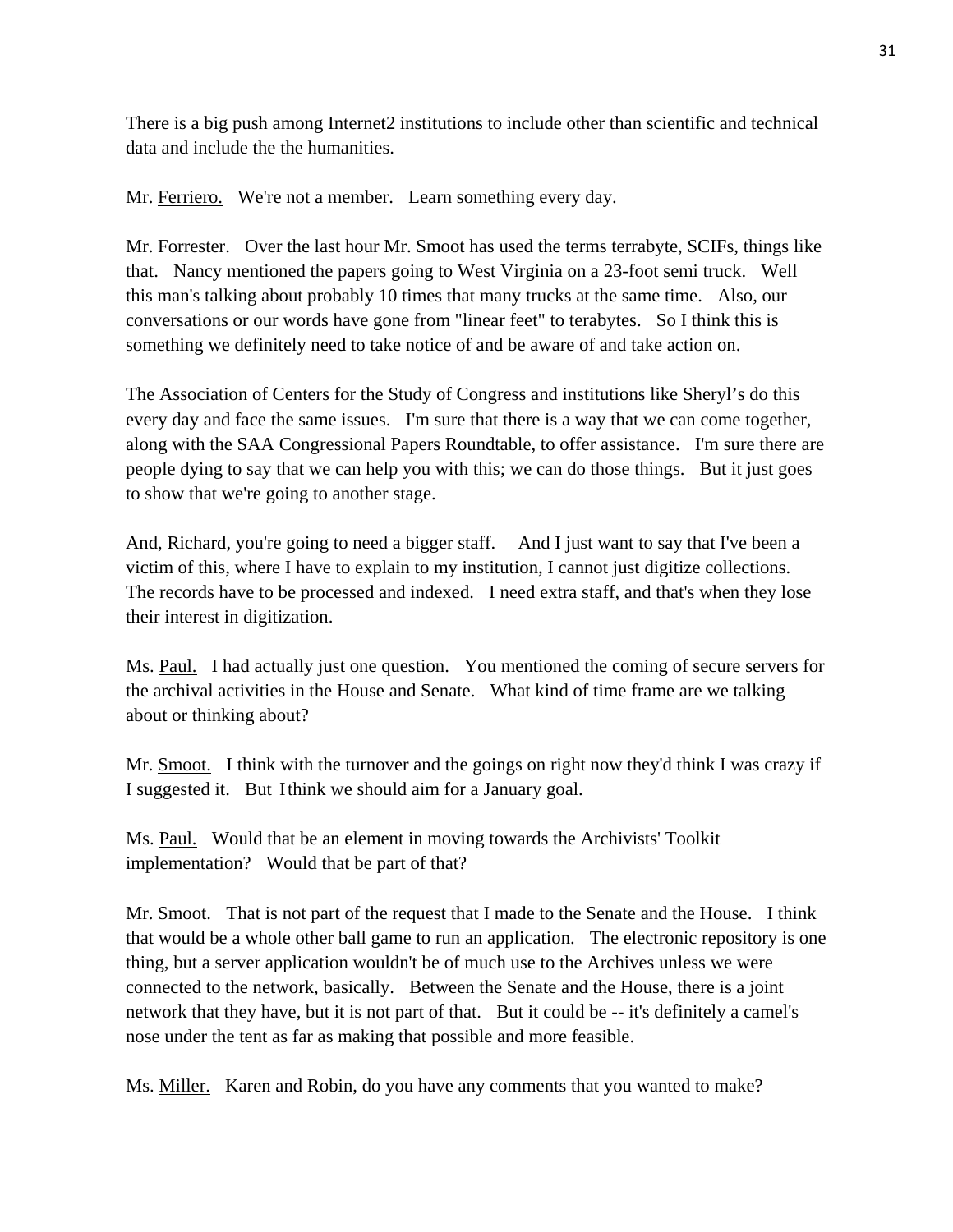There is a big push among Internet2 institutions to include other than scientific and technical data and include the the humanities.

Mr. Ferriero. We're not a member. Learn something every day.

Mr. Forrester. Over the last hour Mr. Smoot has used the terms terrabyte, SCIFs, things like that. Nancy mentioned the papers going to West Virginia on a 23-foot semi truck. Well this man's talking about probably 10 times that many trucks at the same time. Also, our conversations or our words have gone from "linear feet" to terabytes. So I think this is something we definitely need to take notice of and be aware of and take action on.

The Association of Centers for the Study of Congress and institutions like Sheryl's do this every day and face the same issues. I'm sure that there is a way that we can come together, along with the SAA Congressional Papers Roundtable, to offer assistance. I'm sure there are people dying to say that we can help you with this; we can do those things. But it just goes to show that we're going to another stage.

And, Richard, you're going to need a bigger staff. And I just want to say that I've been a victim of this, where I have to explain to my institution, I cannot just digitize collections. The records have to be processed and indexed. I need extra staff, and that's when they lose their interest in digitization.

Ms. Paul. I had actually just one question. You mentioned the coming of secure servers for the archival activities in the House and Senate. What kind of time frame are we talking about or thinking about?

Mr. Smoot. I think with the turnover and the goings on right now they'd think I was crazy if I suggested it. But I think we should aim for a January goal.

Ms. Paul. Would that be an element in moving towards the Archivists' Toolkit implementation? Would that be part of that?

Mr. Smoot. That is not part of the request that I made to the Senate and the House. I think that would be a whole other ball game to run an application. The electronic repository is one thing, but a server application wouldn't be of much use to the Archives unless we were connected to the network, basically. Between the Senate and the House, there is a joint network that they have, but it is not part of that. But it could be -- it's definitely a camel's nose under the tent as far as making that possible and more feasible.

Ms. Miller. Karen and Robin, do you have any comments that you wanted to make?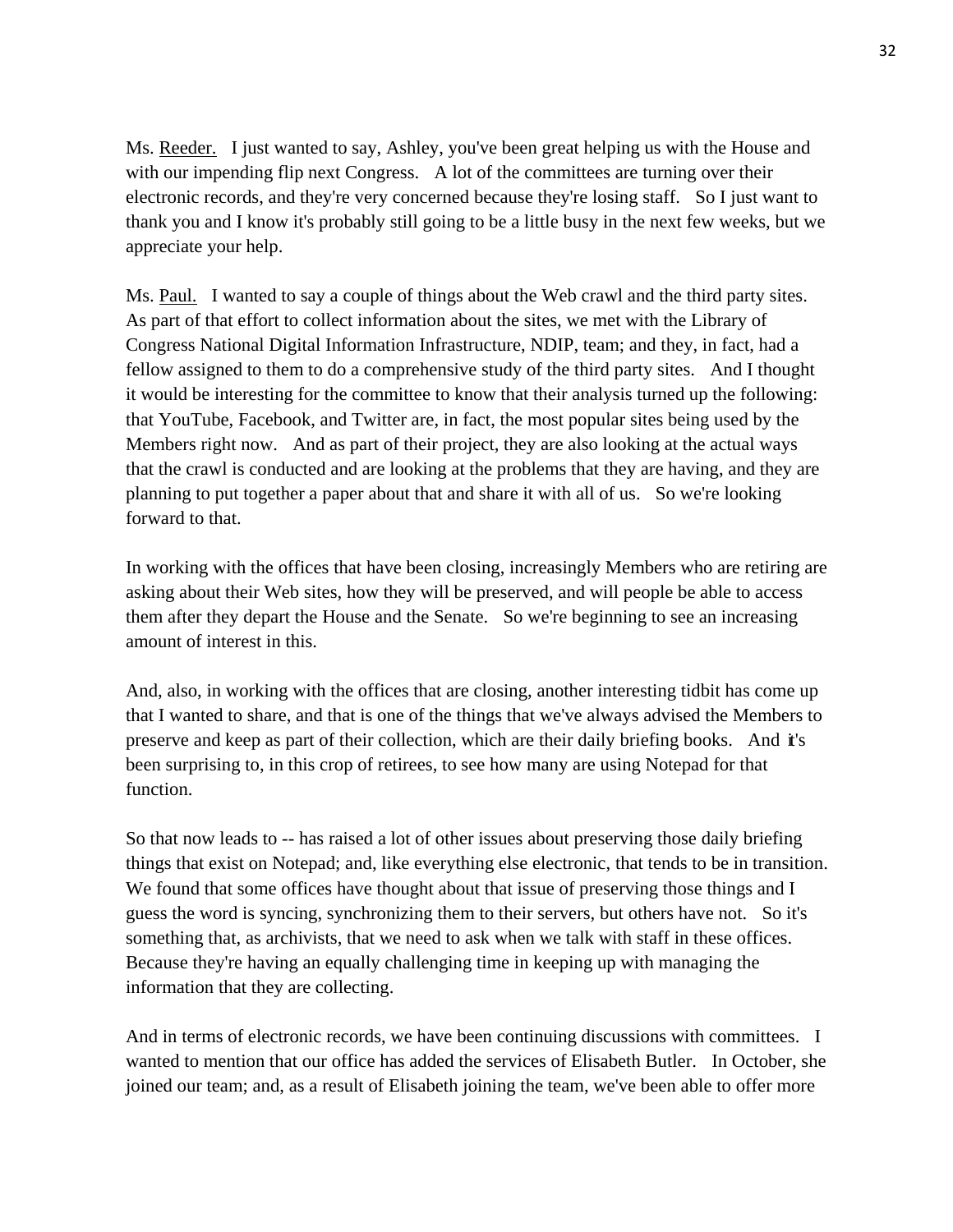Ms. Reeder. I just wanted to say, Ashley, you've been great helping us with the House and with our impending flip next Congress. A lot of the committees are turning over their electronic records, and they're very concerned because they're losing staff. So I just want to thank you and I know it's probably still going to be a little busy in the next few weeks, but we appreciate your help.

Ms. Paul. I wanted to say a couple of things about the Web crawl and the third party sites. As part of that effort to collect information about the sites, we met with the Library of Congress National Digital Information Infrastructure, NDIP, team; and they, in fact, had a fellow assigned to them to do a comprehensive study of the third party sites. And I thought it would be interesting for the committee to know that their analysis turned up the following: that YouTube, Facebook, and Twitter are, in fact, the most popular sites being used by the Members right now. And as part of their project, they are also looking at the actual ways that the crawl is conducted and are looking at the problems that they are having, and they are planning to put together a paper about that and share it with all of us. So we're looking forward to that.

In working with the offices that have been closing, increasingly Members who are retiring are asking about their Web sites, how they will be preserved, and will people be able to access them after they depart the House and the Senate. So we're beginning to see an increasing amount of interest in this.

And, also, in working with the offices that are closing, another interesting tidbit has come up that I wanted to share, and that is one of the things that we've always advised the Members to preserve and keep as part of their collection, which are their daily briefing books. And it's been surprising to, in this crop of retirees, to see how many are using Notepad for that function.

So that now leads to -- has raised a lot of other issues about preserving those daily briefing things that exist on Notepad; and, like everything else electronic, that tends to be in transition. We found that some offices have thought about that issue of preserving those things and I guess the word is syncing, synchronizing them to their servers, but others have not. So it's something that, as archivists, that we need to ask when we talk with staff in these offices. Because they're having an equally challenging time in keeping up with managing the information that they are collecting.

And in terms of electronic records, we have been continuing discussions with committees. I wanted to mention that our office has added the services of Elisabeth Butler. In October, she joined our team; and, as a result of Elisabeth joining the team, we've been able to offer more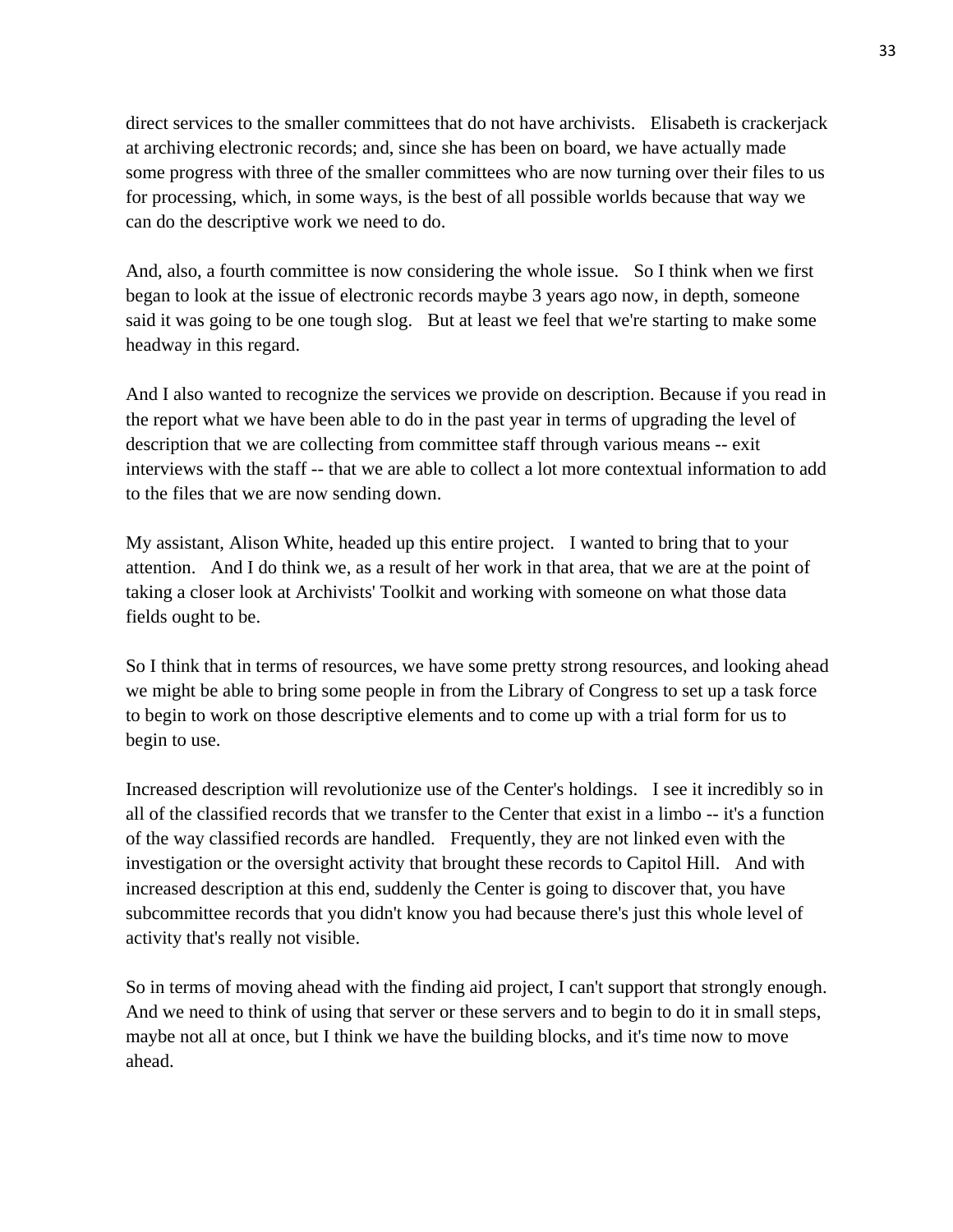direct services to the smaller committees that do not have archivists. Elisabeth is crackerjack at archiving electronic records; and, since she has been on board, we have actually made some progress with three of the smaller committees who are now turning over their files to us for processing, which, in some ways, is the best of all possible worlds because that way we can do the descriptive work we need to do.

And, also, a fourth committee is now considering the whole issue. So I think when we first began to look at the issue of electronic records maybe 3 years ago now, in depth, someone said it was going to be one tough slog. But at least we feel that we're starting to make some headway in this regard.

And I also wanted to recognize the services we provide on description. Because if you read in the report what we have been able to do in the past year in terms of upgrading the level of description that we are collecting from committee staff through various means -- exit interviews with the staff -- that we are able to collect a lot more contextual information to add to the files that we are now sending down.

My assistant, Alison White, headed up this entire project. I wanted to bring that to your attention. And I do think we, as a result of her work in that area, that we are at the point of taking a closer look at Archivists' Toolkit and working with someone on what those data fields ought to be.

So I think that in terms of resources, we have some pretty strong resources, and looking ahead we might be able to bring some people in from the Library of Congress to set up a task force to begin to work on those descriptive elements and to come up with a trial form for us to begin to use.

Increased description will revolutionize use of the Center's holdings. I see it incredibly so in all of the classified records that we transfer to the Center that exist in a limbo -- it's a function of the way classified records are handled. Frequently, they are not linked even with the investigation or the oversight activity that brought these records to Capitol Hill. And with increased description at this end, suddenly the Center is going to discover that, you have subcommittee records that you didn't know you had because there's just this whole level of activity that's really not visible.

So in terms of moving ahead with the finding aid project, I can't support that strongly enough. And we need to think of using that server or these servers and to begin to do it in small steps, maybe not all at once, but I think we have the building blocks, and it's time now to move ahead.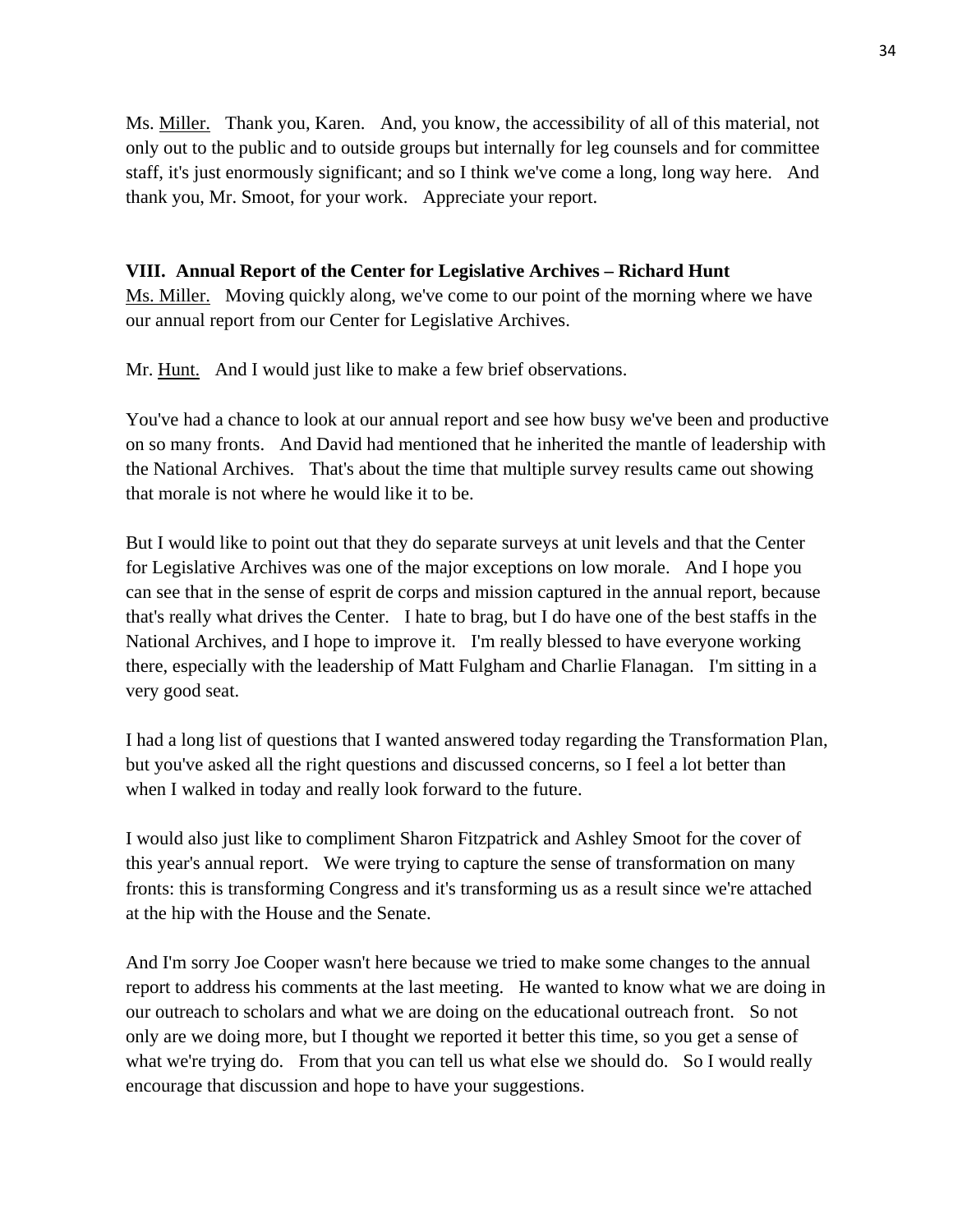Ms. Miller. Thank you, Karen. And, you know, the accessibility of all of this material, not only out to the public and to outside groups but internally for leg counsels and for committee staff, it's just enormously significant; and so I think we've come a long, long way here. And thank you, Mr. Smoot, for your work. Appreciate your report.

**VIII. Annual Report of the Center for Legislative Archives – Richard Hunt**

Ms. Miller. Moving quickly along, we've come to our point of the morning where we have our annual report from our Center for Legislative Archives.

Mr. Hunt. And I would just like to make a few brief observations.

You've had a chance to look at our annual report and see how busy we've been and productive on so many fronts. And David had mentioned that he inherited the mantle of leadership with the National Archives. That's about the time that multiple survey results came out showing that morale is not where he would like it to be.

But I would like to point out that they do separate surveys at unit levels and that the Center for Legislative Archives was one of the major exceptions on low morale. And I hope you can see that in the sense of esprit de corps and mission captured in the annual report, because that's really what drives the Center. I hate to brag, but I do have one of the best staffs in the National Archives, and I hope to improve it. I'm really blessed to have everyone working there, especially with the leadership of Matt Fulgham and Charlie Flanagan. I'm sitting in a very good seat.

I had a long list of questions that I wanted answered today regarding the Transformation Plan, but you've asked all the right questions and discussed concerns, so I feel a lot better than when I walked in today and really look forward to the future.

I would also just like to compliment Sharon Fitzpatrick and Ashley Smoot for the cover of this year's annual report. We were trying to capture the sense of transformation on many fronts: this is transforming Congress and it's transforming us as a result since we're attached at the hip with the House and the Senate.

And I'm sorry Joe Cooper wasn't here because we tried to make some changes to the annual report to address his comments at the last meeting. He wanted to know what we are doing in our outreach to scholars and what we are doing on the educational outreach front. So not only are we doing more, but I thought we reported it better this time, so you get a sense of what we're trying do. From that you can tell us what else we should do. So I would really encourage that discussion and hope to have your suggestions.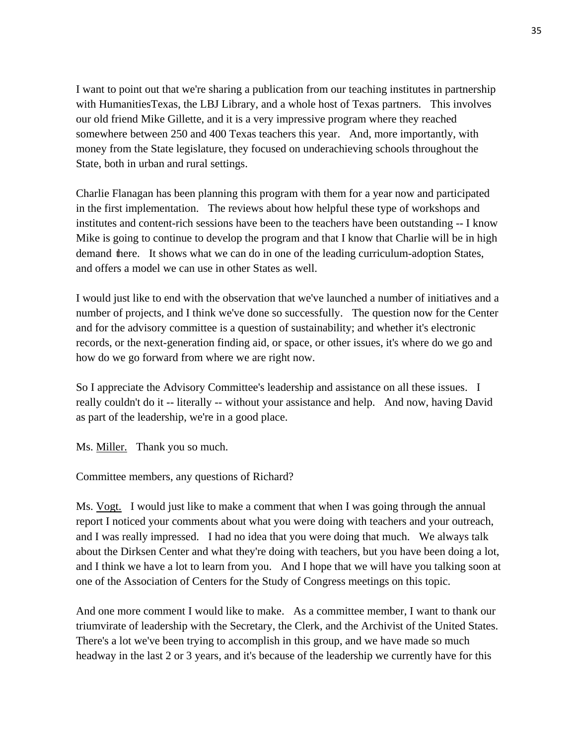I want to point out that we're sharing a publication from our teaching institutes in partnership with HumanitiesTexas, the LBJ Library, and a whole host of Texas partners. This involves our old friend Mike Gillette, and it is a very impressive program where they reached somewhere between 250 and 400 Texas teachers this year. And, more importantly, with money from the State legislature, they focused on underachieving schools throughout the State, both in urban and rural settings.

Charlie Flanagan has been planning this program with them for a year now and participated in the first implementation. The reviews about how helpful these type of workshops and institutes and content-rich sessions have been to the teachers have been outstanding -- I know Mike is going to continue to develop the program and that I know that Charlie will be in high demand there. It shows what we can do in one of the leading curriculum-adoption States, and offers a model we can use in other States as well.

I would just like to end with the observation that we've launched a number of initiatives and a number of projects, and I think we've done so successfully. The question now for the Center and for the advisory committee is a question of sustainability; and whether it's electronic records, or the next-generation finding aid, or space, or other issues, it's where do we go and how do we go forward from where we are right now.

So I appreciate the Advisory Committee's leadership and assistance on all these issues. I really couldn't do it -- literally -- without your assistance and help. And now, having David as part of the leadership, we're in a good place.

Ms. Miller. Thank you so much.

Committee members, any questions of Richard?

Ms. Vogt. I would just like to make a comment that when I was going through the annual report I noticed your comments about what you were doing with teachers and your outreach, and I was really impressed. I had no idea that you were doing that much. We always talk about the Dirksen Center and what they're doing with teachers, but you have been doing a lot, and I think we have a lot to learn from you. And I hope that we will have you talking soon at one of the Association of Centers for the Study of Congress meetings on this topic.

And one more comment I would like to make. As a committee member, I want to thank our triumvirate of leadership with the Secretary, the Clerk, and the Archivist of the United States. There's a lot we've been trying to accomplish in this group, and we have made so much headway in the last 2 or 3 years, and it's because of the leadership we currently have for this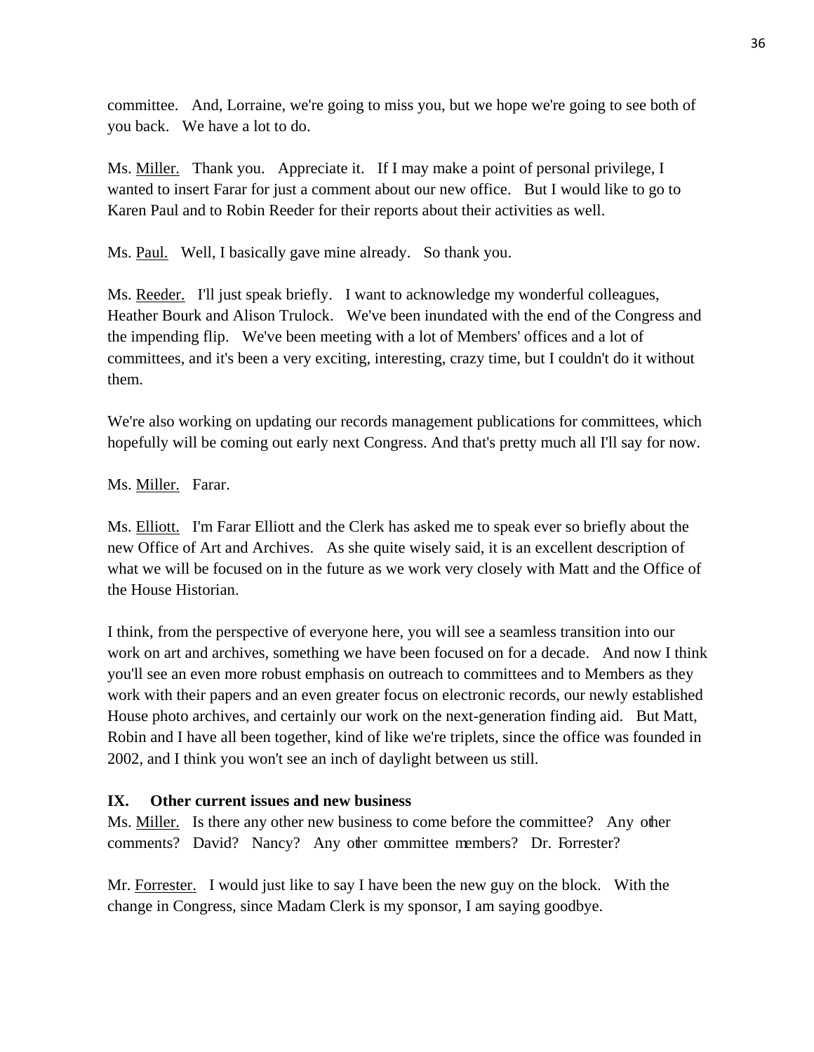committee. And, Lorraine, we're going to miss you, but we hope we're going to see both of you back. We have a lot to do.

Ms. Miller. Thank you. Appreciate it. If I may make a point of personal privilege, I wanted to insert Farar for just a comment about our new office. But I would like to go to Karen Paul and to Robin Reeder for their reports about their activities as well.

Ms. Paul. Well, I basically gave mine already. So thank you.

Ms. Reeder. I'll just speak briefly. I want to acknowledge my wonderful colleagues, Heather Bourk and Alison Trulock. We've been inundated with the end of the Congress and the impending flip. We've been meeting with a lot of Members' offices and a lot of committees, and it's been a very exciting, interesting, crazy time, but I couldn't do it without them.

We're also working on updating our records management publications for committees, which hopefully will be coming out early next Congress. And that's pretty much all I'll say for now.

Ms. Miller. Farar.

Ms. Elliott. I'm Farar Elliott and the Clerk has asked me to speak ever so briefly about the new Office of Art and Archives. As she quite wisely said, it is an excellent description of what we will be focused on in the future as we work very closely with Matt and the Office of the House Historian.

I think, from the perspective of everyone here, you will see a seamless transition into our work on art and archives, something we have been focused on for a decade. And now I think you'll see an even more robust emphasis on outreach to committees and to Members as they work with their papers and an even greater focus on electronic records, our newly established House photo archives, and certainly our work on the next-generation finding aid. But Matt, Robin and I have all been together, kind of like we're triplets, since the office was founded in 2002, and I think you won't see an inch of daylight between us still.

### IX. Other current issues and new business

Ms. Miller. Is there any other new business to come before the committee? Any other comments? David? Nancy? Any other committee members? Dr. Forrester?

Mr. Forrester. I would just like to say I have been the new guy on the block. With the change in Congress, since Madam Clerk is my sponsor, I am saying goodbye.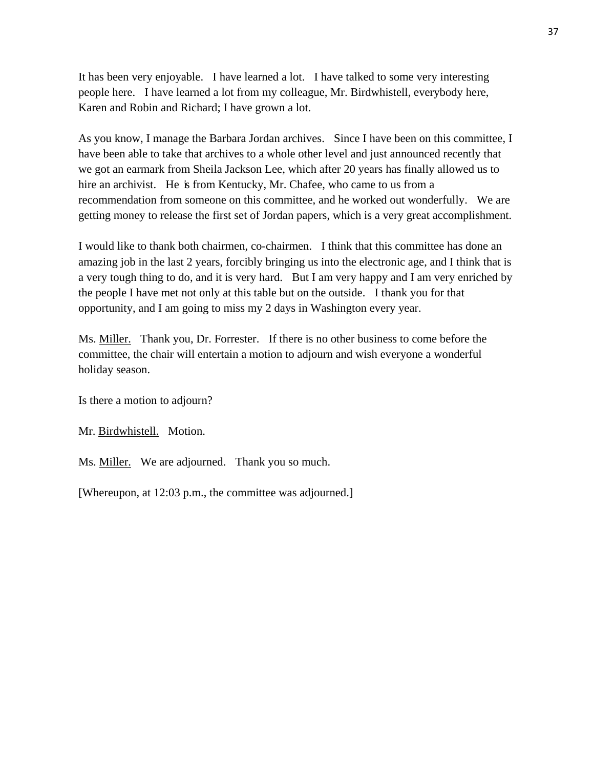It has been very enjoyable. I have learned a lot. I have talked to some very interesting people here. I have learned a lot from my colleague, Mr. Birdwhistell, everybody here, Karen and Robin and Richard; I have grown a lot.

As you know, I manage the Barbara Jordan archives. Since I have been on this committee, I have been able to take that archives to a whole other level and just announced recently that we got an earmark from Sheila Jackson Lee, which after 20 years has finally allowed us to hire an archivist. He is from Kentucky, Mr. Chafee, who came to us from a recommendation from someone on this committee, and he worked out wonderfully. We are getting money to release the first set of Jordan papers, which is a very great accomplishment.

I would like to thank both chairmen, co-chairmen. I think that this committee has done an amazing job in the last 2 years, forcibly bringing us into the electronic age, and I think that is a very tough thing to do, and it is very hard. But I am very happy and I am very enriched by the people I have met not only at this table but on the outside. I thank you for that opportunity, and I am going to miss my 2 days in Washington every year.

Ms. Miller. Thank you, Dr. Forrester. If there is no other business to come before the committee, the chair will entertain a motion to adjourn and wish everyone a wonderful holiday season.

Is there a motion to adjourn?

Mr. Birdwhistell. Motion.

Ms. Miller. We are adjourned. Thank you so much.

[Whereupon, at 12:03 p.m., the committee was adjourned.]